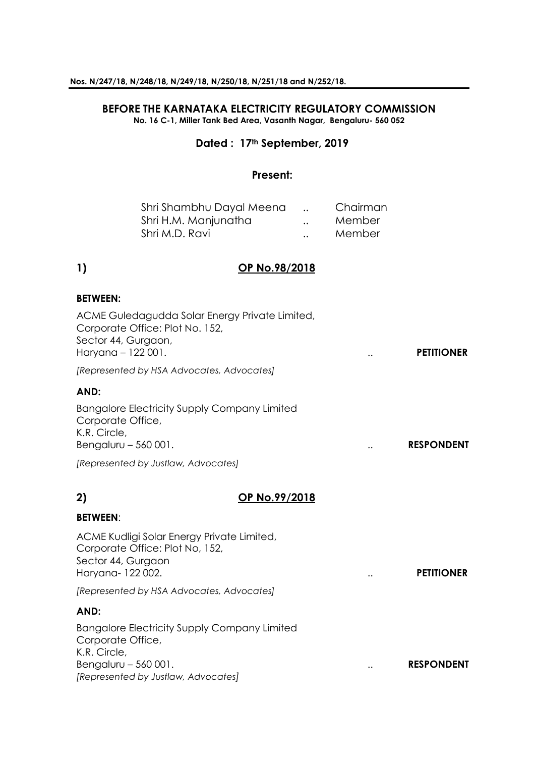**Nos. N/247/18, N/248/18, N/249/18, N/250/18, N/251/18 and N/252/18.**

# BEFORE THE KARNATAKA ELECTRICITY REGULATORY COMMISSION

**No. 16 C-1, Miller Tank Bed Area, Vasanth Nagar, Bengaluru- 560 052**

**Dated : 17th September, 2019**

**Present:**

Shri Shambhu Dayal Meena .. Chairman
Shri H.M. Manjunatha .. Member
Shri M.D. Ravi .. Member

## 1) OP No.98/2018

**BETWEEN:**

ACME Guledagudda Solar Energy Private Limited,
Corporate Office: Plot No. 152,
Sector 44, Gurgaon,
Haryana – 122 001. .. **PETITIONER**

*[Represented by HSA Advocates, Advocates]*

**AND:**

Bangalore Electricity Supply Company Limited
Corporate Office,
K.R. Circle,
Bengaluru – 560 001. .. **RESPONDENT**

*[Represented by Justlaw, Advocates]*

## 2) OP No.99/2018

**BETWEEN**:

ACME Kudligi Solar Energy Private Limited,
Corporate Office: Plot No, 152,
Sector 44, Gurgaon
Haryana- 122 002. .. **PETITIONER**

*[Represented by HSA Advocates, Advocates]*

**AND:**

Bangalore Electricity Supply Company Limited
Corporate Office,
K.R. Circle,
Bengaluru – 560 001. .. **RESPONDENT**
*[Represented by Justlaw, Advocates]*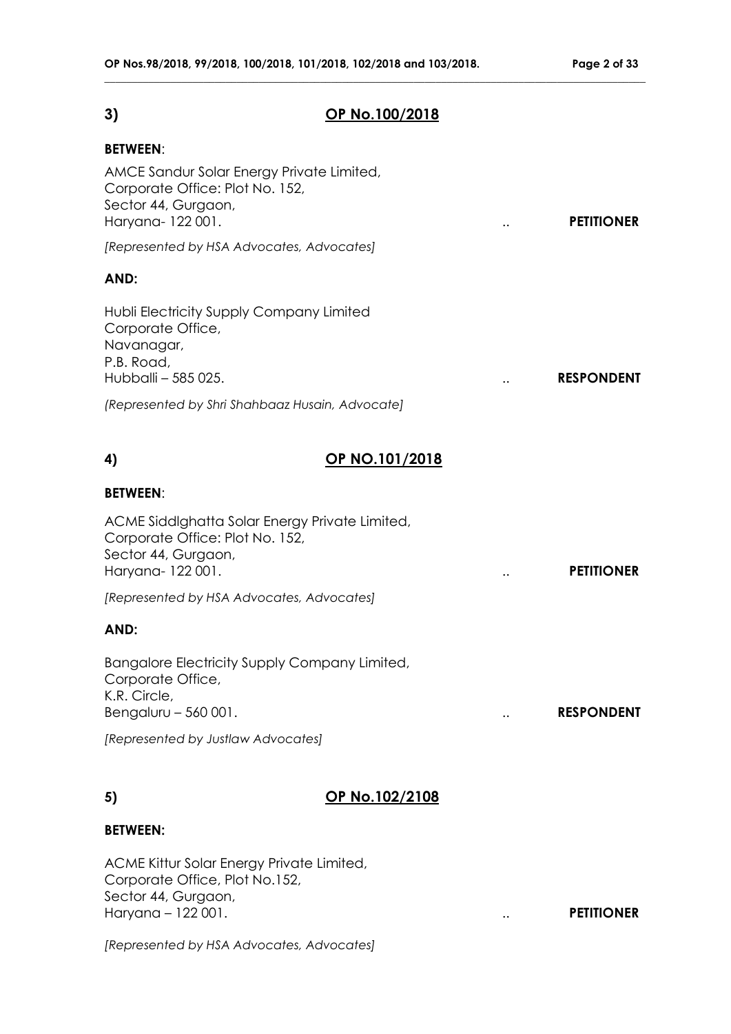## 3) OP No.100/2018

**BETWEEN**:

AMCE Sandur Solar Energy Private Limited,
Corporate Office: Plot No. 152,
Sector 44, Gurgaon,
Haryana- 122 001. .. **PETITIONER**

*[Represented by HSA Advocates, Advocates]*

**AND:**

Hubli Electricity Supply Company Limited
Corporate Office,
Navanagar,
P.B. Road,
Hubballi – 585 025. .. **RESPONDENT**

*(Represented by Shri Shahbaaz Husain, Advocate]*

## 4) OP NO.101/2018

**BETWEEN**:

ACME Siddlghatta Solar Energy Private Limited,
Corporate Office: Plot No. 152,
Sector 44, Gurgaon,
Haryana- 122 001. .. **PETITIONER**

*[Represented by HSA Advocates, Advocates]*

**AND:**

Bangalore Electricity Supply Company Limited,
Corporate Office,
K.R. Circle,
Bengaluru – 560 001. .. **RESPONDENT**

*[Represented by Justlaw Advocates]*

## 5) OP No.102/2108

**BETWEEN:**

ACME Kittur Solar Energy Private Limited,
Corporate Office, Plot No.152,
Sector 44, Gurgaon,
Haryana – 122 001. .. **PETITIONER**

*[Represented by HSA Advocates, Advocates]*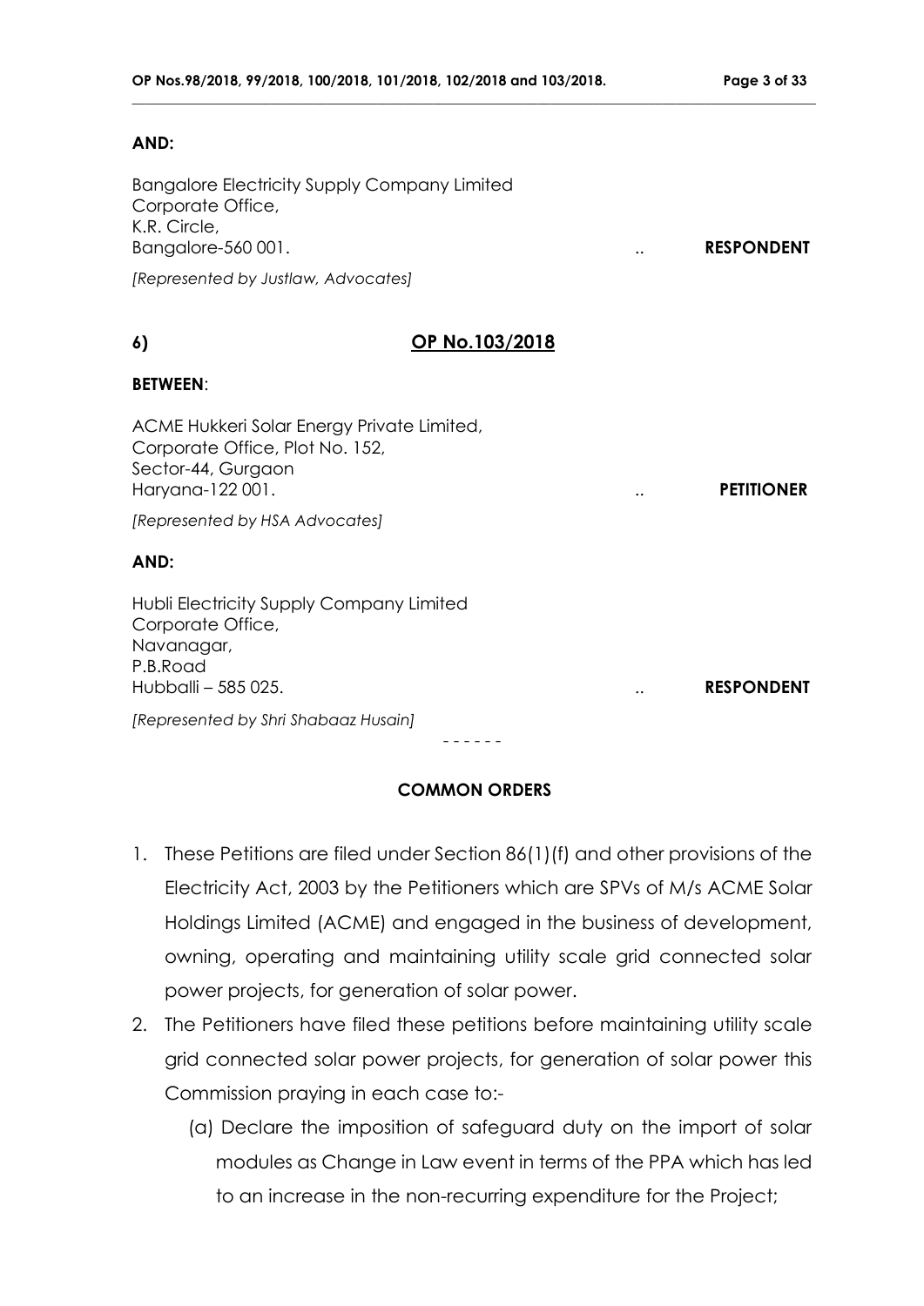**AND:**

Bangalore Electricity Supply Company Limited
Corporate Office,
K.R. Circle,
Bangalore-560 001. .. **RESPONDENT**

*[Represented by Justlaw, Advocates]*

**6)** **OP No.103/2018**

**BETWEEN**:

ACME Hukkeri Solar Energy Private Limited,
Corporate Office, Plot No. 152,
Sector-44, Gurgaon
Haryana-122 001. .. **PETITIONER**

*[Represented by HSA Advocates]*

**AND:**

Hubli Electricity Supply Company Limited
Corporate Office,
Navanagar,
P.B.Road
Hubballi – 585 025. .. **RESPONDENT**

*[Represented by Shri Shabaaz Husain]*

\- - - - - -

**COMMON ORDERS**

1. These Petitions are filed under Section 86(1)(f) and other provisions of the Electricity Act, 2003 by the Petitioners which are SPVs of M/s ACME Solar Holdings Limited (ACME) and engaged in the business of development, owning, operating and maintaining utility scale grid connected solar power projects, for generation of solar power.
2. The Petitioners have filed these petitions before maintaining utility scale grid connected solar power projects, for generation of solar power this Commission praying in each case to:-
   (a) Declare the imposition of safeguard duty on the import of solar modules as Change in Law event in terms of the PPA which has led to an increase in the non-recurring expenditure for the Project;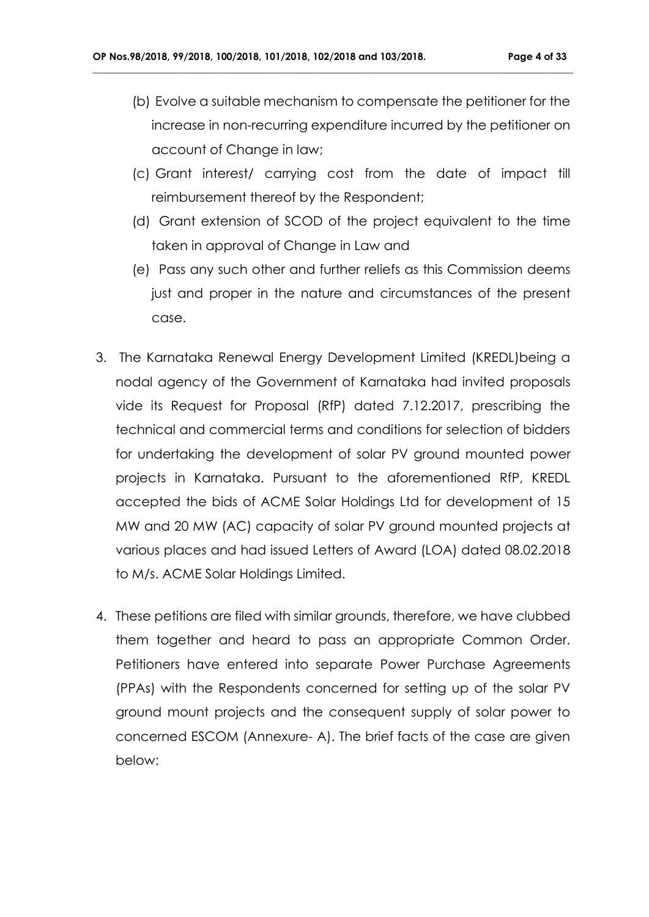(b) Evolve a suitable mechanism to compensate the petitioner for the increase in non-recurring expenditure incurred by the petitioner on account of Change in law;

(c) Grant interest/ carrying cost from the date of impact till reimbursement thereof by the Respondent;

(d) Grant extension of SCOD of the project equivalent to the time taken in approval of Change in Law and

(e) Pass any such other and further reliefs as this Commission deems just and proper in the nature and circumstances of the present case.

3. The Karnataka Renewal Energy Development Limited (KREDL)being a nodal agency of the Government of Karnataka had invited proposals vide its Request for Proposal (RfP) dated 7.12.2017, prescribing the technical and commercial terms and conditions for selection of bidders for undertaking the development of solar PV ground mounted power projects in Karnataka. Pursuant to the aforementioned RfP, KREDL accepted the bids of ACME Solar Holdings Ltd for development of 15 MW and 20 MW (AC) capacity of solar PV ground mounted projects at various places and had issued Letters of Award (LOA) dated 08.02.2018 to M/s. ACME Solar Holdings Limited.

4. These petitions are filed with similar grounds, therefore, we have clubbed them together and heard to pass an appropriate Common Order. Petitioners have entered into separate Power Purchase Agreements (PPAs) with the Respondents concerned for setting up of the solar PV ground mount projects and the consequent supply of solar power to concerned ESCOM (Annexure- A). The brief facts of the case are given below: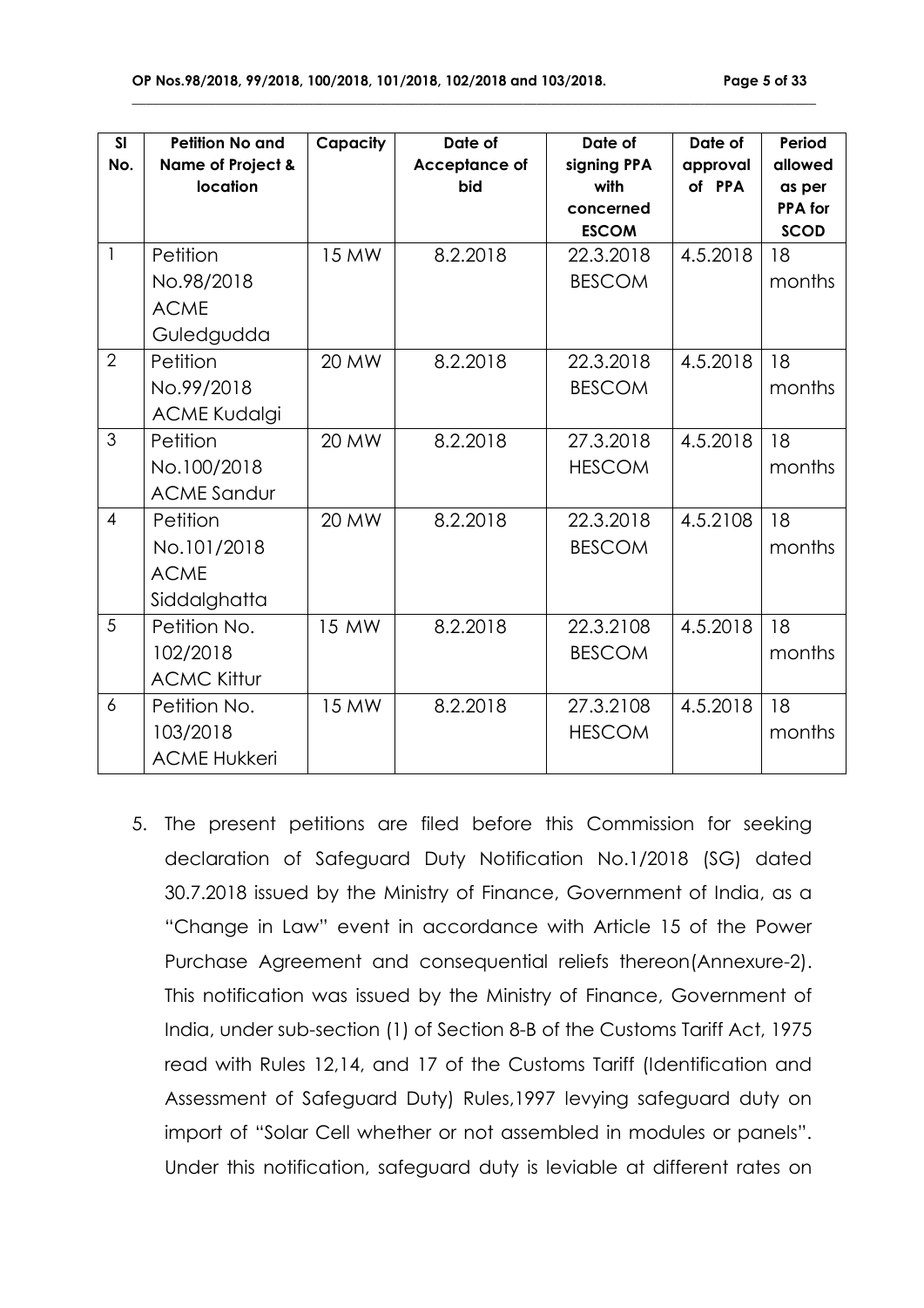| Sl No. | Petition No and Name of Project & location | Capacity | Date of Acceptance of bid | Date of signing PPA with concerned ESCOM | Date of approval of PPA | Period allowed as per PPA for SCOD |
|---|---|---|---|---|---|---|
| 1 | Petition No.98/2018 ACME Guledgudda | 15 MW | 8.2.2018 | 22.3.2018 BESCOM | 4.5.2018 | 18 months |
| 2 | Petition No.99/2018 ACME Kudalgi | 20 MW | 8.2.2018 | 22.3.2018 BESCOM | 4.5.2018 | 18 months |
| 3 | Petition No.100/2018 ACME Sandur | 20 MW | 8.2.2018 | 27.3.2018 HESCOM | 4.5.2018 | 18 months |
| 4 | Petition No.101/2018 ACME Siddalghatta | 20 MW | 8.2.2018 | 22.3.2018 BESCOM | 4.5.2108 | 18 months |
| 5 | Petition No. 102/2018 ACMC Kittur | 15 MW | 8.2.2018 | 22.3.2108 BESCOM | 4.5.2018 | 18 months |
| 6 | Petition No. 103/2018 ACME Hukkeri | 15 MW | 8.2.2018 | 27.3.2108 HESCOM | 4.5.2018 | 18 months |

5. The present petitions are filed before this Commission for seeking declaration of Safeguard Duty Notification No.1/2018 (SG) dated 30.7.2018 issued by the Ministry of Finance, Government of India, as a "Change in Law" event in accordance with Article 15 of the Power Purchase Agreement and consequential reliefs thereon(Annexure-2). This notification was issued by the Ministry of Finance, Government of India, under sub-section (1) of Section 8-B of the Customs Tariff Act, 1975 read with Rules 12,14, and 17 of the Customs Tariff (Identification and Assessment of Safeguard Duty) Rules,1997 levying safeguard duty on import of "Solar Cell whether or not assembled in modules or panels". Under this notification, safeguard duty is leviable at different rates on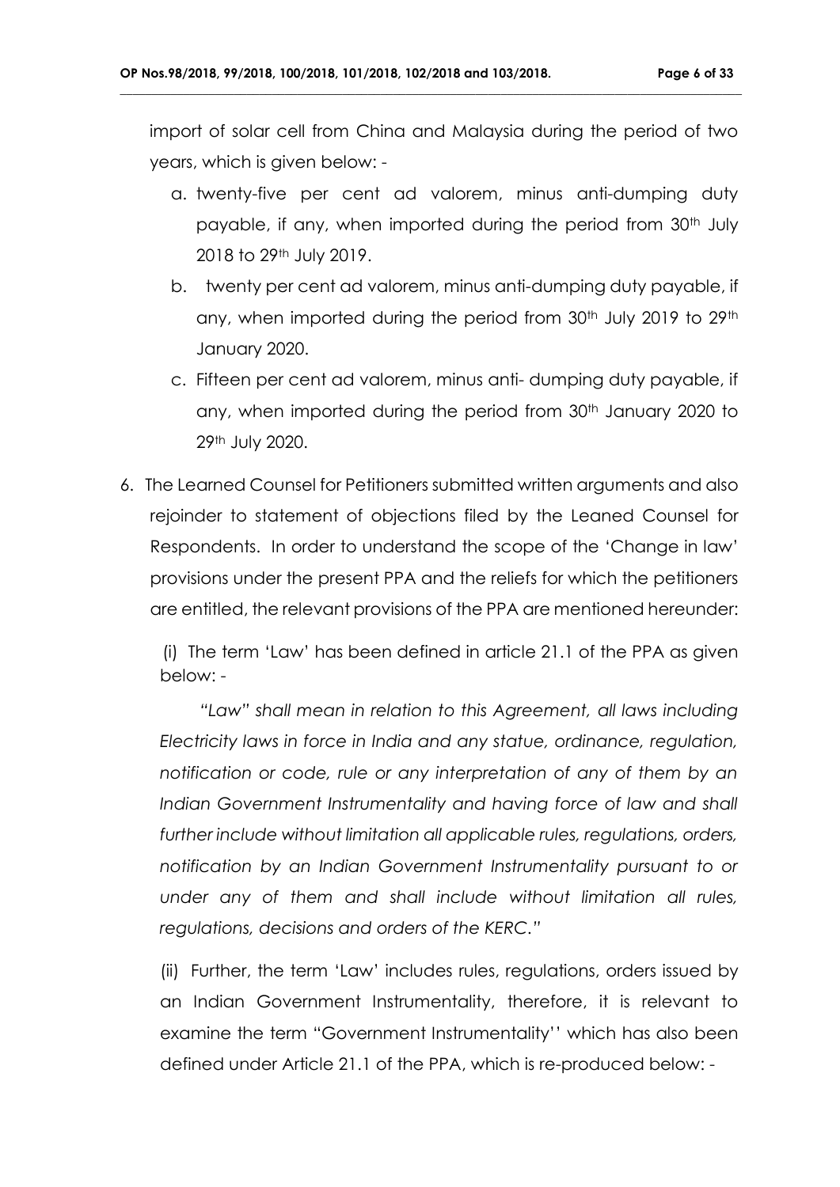import of solar cell from China and Malaysia during the period of two years, which is given below: -

a. twenty-five per cent ad valorem, minus anti-dumping duty payable, if any, when imported during the period from 30th July 2018 to 29th July 2019.
b. twenty per cent ad valorem, minus anti-dumping duty payable, if any, when imported during the period from 30th July 2019 to 29th January 2020.
c. Fifteen per cent ad valorem, minus anti- dumping duty payable, if any, when imported during the period from 30th January 2020 to 29th July 2020.

6. The Learned Counsel for Petitioners submitted written arguments and also rejoinder to statement of objections filed by the Leaned Counsel for Respondents. In order to understand the scope of the 'Change in law' provisions under the present PPA and the reliefs for which the petitioners are entitled, the relevant provisions of the PPA are mentioned hereunder:

(i) The term 'Law' has been defined in article 21.1 of the PPA as given below: -

*"Law" shall mean in relation to this Agreement, all laws including Electricity laws in force in India and any statue, ordinance, regulation, notification or code, rule or any interpretation of any of them by an Indian Government Instrumentality and having force of law and shall further include without limitation all applicable rules, regulations, orders, notification by an Indian Government Instrumentality pursuant to or under any of them and shall include without limitation all rules, regulations, decisions and orders of the KERC."*

(ii) Further, the term 'Law' includes rules, regulations, orders issued by an Indian Government Instrumentality, therefore, it is relevant to examine the term "Government Instrumentality'' which has also been defined under Article 21.1 of the PPA, which is re-produced below: -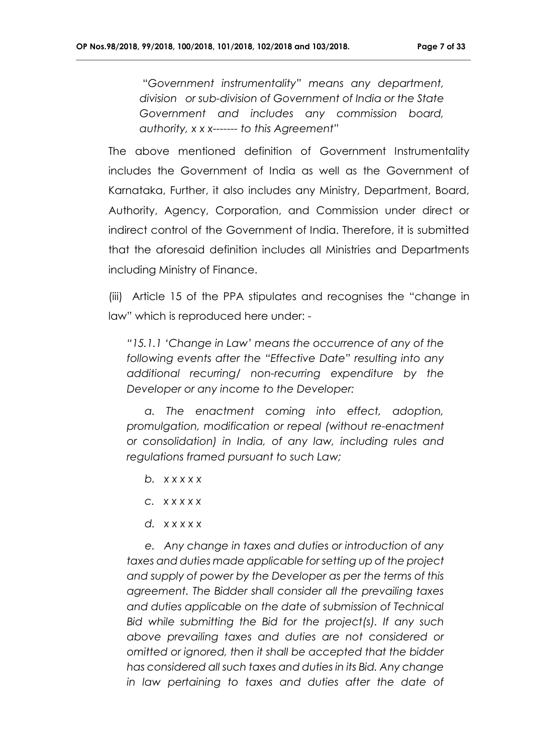*"Government instrumentality" means any department, division or sub-division of Government of India or the State Government and includes any commission board, authority, x x x------- to this Agreement"*

The above mentioned definition of Government Instrumentality includes the Government of India as well as the Government of Karnataka, Further, it also includes any Ministry, Department, Board, Authority, Agency, Corporation, and Commission under direct or indirect control of the Government of India. Therefore, it is submitted that the aforesaid definition includes all Ministries and Departments including Ministry of Finance.

(iii) Article 15 of the PPA stipulates and recognises the "change in law" which is reproduced here under: -

*"15.1.1 'Change in Law' means the occurrence of any of the following events after the "Effective Date" resulting into any additional recurring/ non-recurring expenditure by the Developer or any income to the Developer:*

*a. The enactment coming into effect, adoption, promulgation, modification or repeal (without re-enactment or consolidation) in India, of any law, including rules and regulations framed pursuant to such Law;*

*b. x x x x x*

*c. x x x x x*

*d. x x x x x*

*e. Any change in taxes and duties or introduction of any taxes and duties made applicable for setting up of the project and supply of power by the Developer as per the terms of this agreement. The Bidder shall consider all the prevailing taxes and duties applicable on the date of submission of Technical Bid while submitting the Bid for the project(s). If any such above prevailing taxes and duties are not considered or omitted or ignored, then it shall be accepted that the bidder has considered all such taxes and duties in its Bid. Any change in law pertaining to taxes and duties after the date of*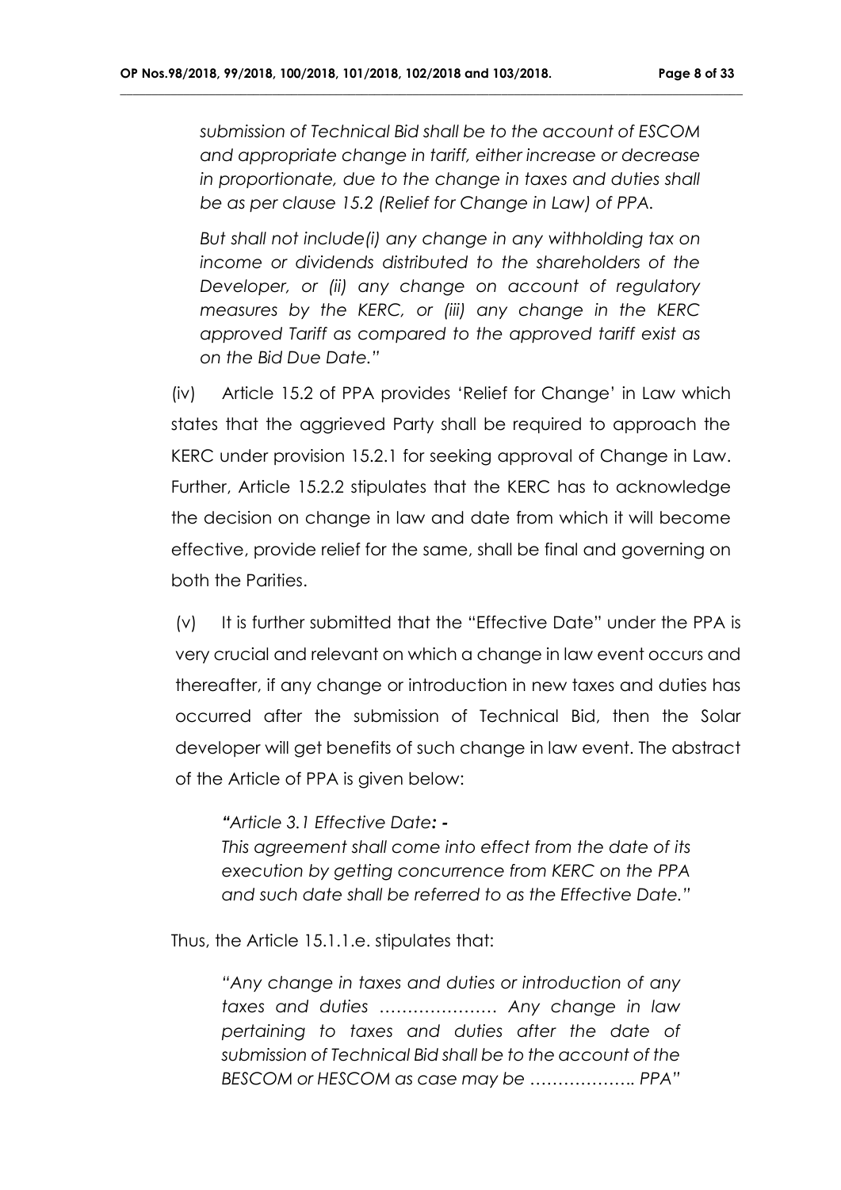*submission of Technical Bid shall be to the account of ESCOM and appropriate change in tariff, either increase or decrease in proportionate, due to the change in taxes and duties shall be as per clause 15.2 (Relief for Change in Law) of PPA.*

*But shall not include(i) any change in any withholding tax on income or dividends distributed to the shareholders of the Developer, or (ii) any change on account of regulatory measures by the KERC, or (iii) any change in the KERC approved Tariff as compared to the approved tariff exist as on the Bid Due Date."*

(iv) Article 15.2 of PPA provides 'Relief for Change' in Law which states that the aggrieved Party shall be required to approach the KERC under provision 15.2.1 for seeking approval of Change in Law. Further, Article 15.2.2 stipulates that the KERC has to acknowledge the decision on change in law and date from which it will become effective, provide relief for the same, shall be final and governing on both the Parities.

(v) It is further submitted that the "Effective Date" under the PPA is very crucial and relevant on which a change in law event occurs and thereafter, if any change or introduction in new taxes and duties has occurred after the submission of Technical Bid, then the Solar developer will get benefits of such change in law event. The abstract of the Article of PPA is given below:

> *"Article 3.1 Effective Date: -*
> *This agreement shall come into effect from the date of its execution by getting concurrence from KERC on the PPA and such date shall be referred to as the Effective Date."*

Thus, the Article 15.1.1.e. stipulates that:

> *"Any change in taxes and duties or introduction of any taxes and duties ………………… Any change in law pertaining to taxes and duties after the date of submission of Technical Bid shall be to the account of the BESCOM or HESCOM as case may be ………………. PPA"*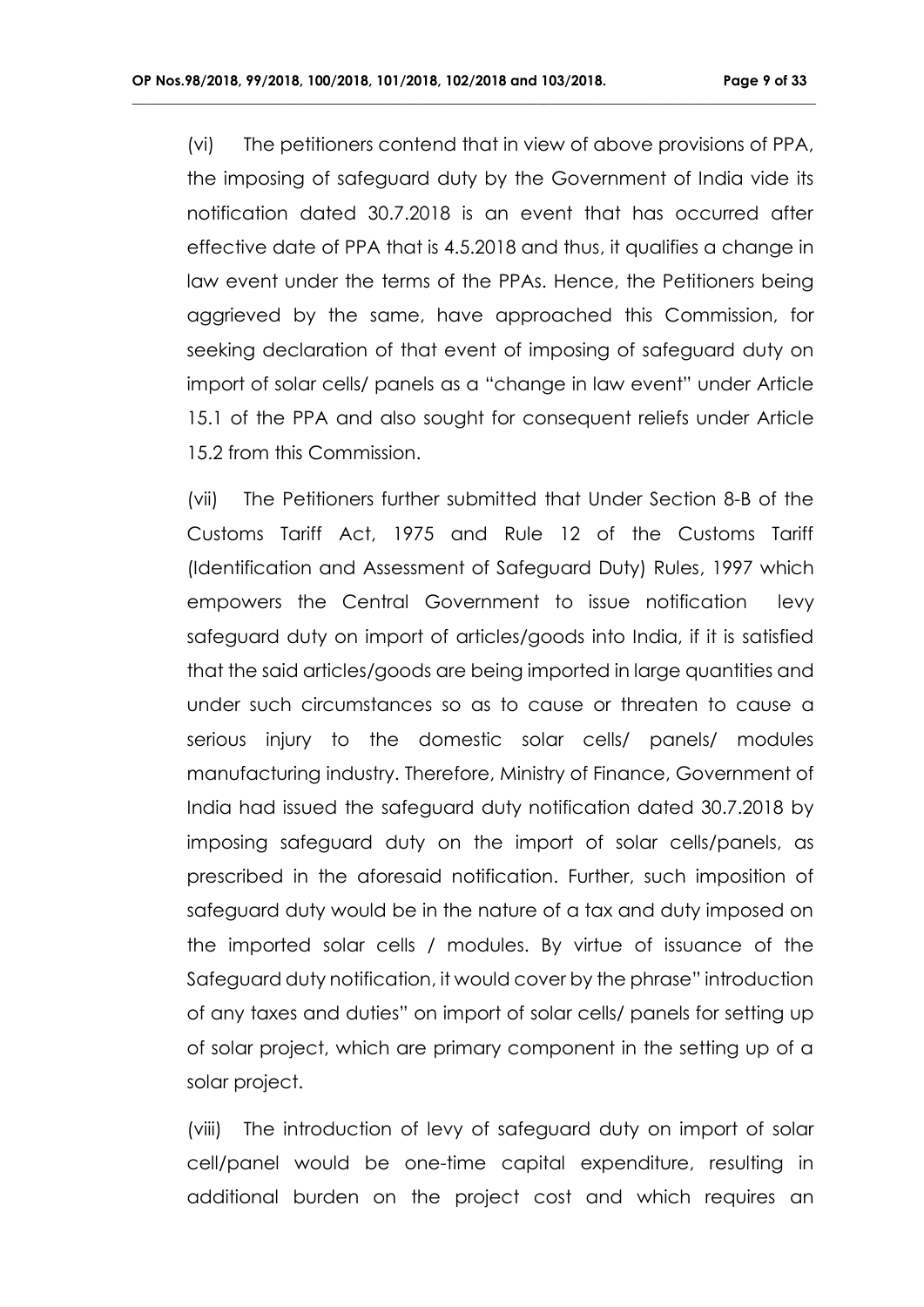(vi) The petitioners contend that in view of above provisions of PPA, the imposing of safeguard duty by the Government of India vide its notification dated 30.7.2018 is an event that has occurred after effective date of PPA that is 4.5.2018 and thus, it qualifies a change in law event under the terms of the PPAs. Hence, the Petitioners being aggrieved by the same, have approached this Commission, for seeking declaration of that event of imposing of safeguard duty on import of solar cells/ panels as a "change in law event" under Article 15.1 of the PPA and also sought for consequent reliefs under Article 15.2 from this Commission.

(vii) The Petitioners further submitted that Under Section 8-B of the Customs Tariff Act, 1975 and Rule 12 of the Customs Tariff (Identification and Assessment of Safeguard Duty) Rules, 1997 which empowers the Central Government to issue notification levy safeguard duty on import of articles/goods into India, if it is satisfied that the said articles/goods are being imported in large quantities and under such circumstances so as to cause or threaten to cause a serious injury to the domestic solar cells/ panels/ modules manufacturing industry. Therefore, Ministry of Finance, Government of India had issued the safeguard duty notification dated 30.7.2018 by imposing safeguard duty on the import of solar cells/panels, as prescribed in the aforesaid notification. Further, such imposition of safeguard duty would be in the nature of a tax and duty imposed on the imported solar cells / modules. By virtue of issuance of the Safeguard duty notification, it would cover by the phrase" introduction of any taxes and duties" on import of solar cells/ panels for setting up of solar project, which are primary component in the setting up of a solar project.

(viii) The introduction of levy of safeguard duty on import of solar cell/panel would be one-time capital expenditure, resulting in additional burden on the project cost and which requires an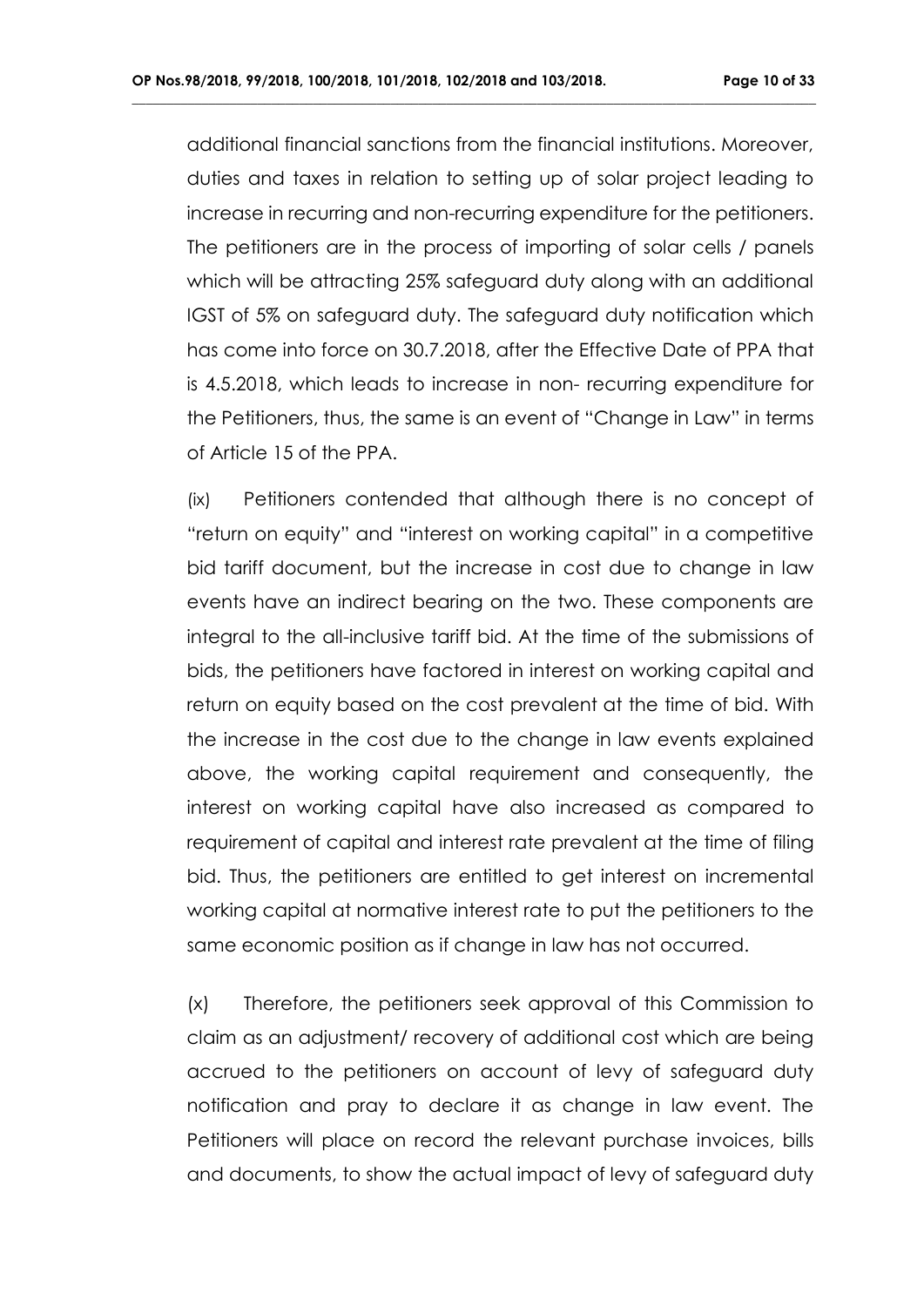additional financial sanctions from the financial institutions. Moreover, duties and taxes in relation to setting up of solar project leading to increase in recurring and non-recurring expenditure for the petitioners. The petitioners are in the process of importing of solar cells / panels which will be attracting 25% safeguard duty along with an additional IGST of 5% on safeguard duty. The safeguard duty notification which has come into force on 30.7.2018, after the Effective Date of PPA that is 4.5.2018, which leads to increase in non- recurring expenditure for the Petitioners, thus, the same is an event of "Change in Law" in terms of Article 15 of the PPA.

(ix) Petitioners contended that although there is no concept of "return on equity" and "interest on working capital" in a competitive bid tariff document, but the increase in cost due to change in law events have an indirect bearing on the two. These components are integral to the all-inclusive tariff bid. At the time of the submissions of bids, the petitioners have factored in interest on working capital and return on equity based on the cost prevalent at the time of bid. With the increase in the cost due to the change in law events explained above, the working capital requirement and consequently, the interest on working capital have also increased as compared to requirement of capital and interest rate prevalent at the time of filing bid. Thus, the petitioners are entitled to get interest on incremental working capital at normative interest rate to put the petitioners to the same economic position as if change in law has not occurred.

(x) Therefore, the petitioners seek approval of this Commission to claim as an adjustment/ recovery of additional cost which are being accrued to the petitioners on account of levy of safeguard duty notification and pray to declare it as change in law event. The Petitioners will place on record the relevant purchase invoices, bills and documents, to show the actual impact of levy of safeguard duty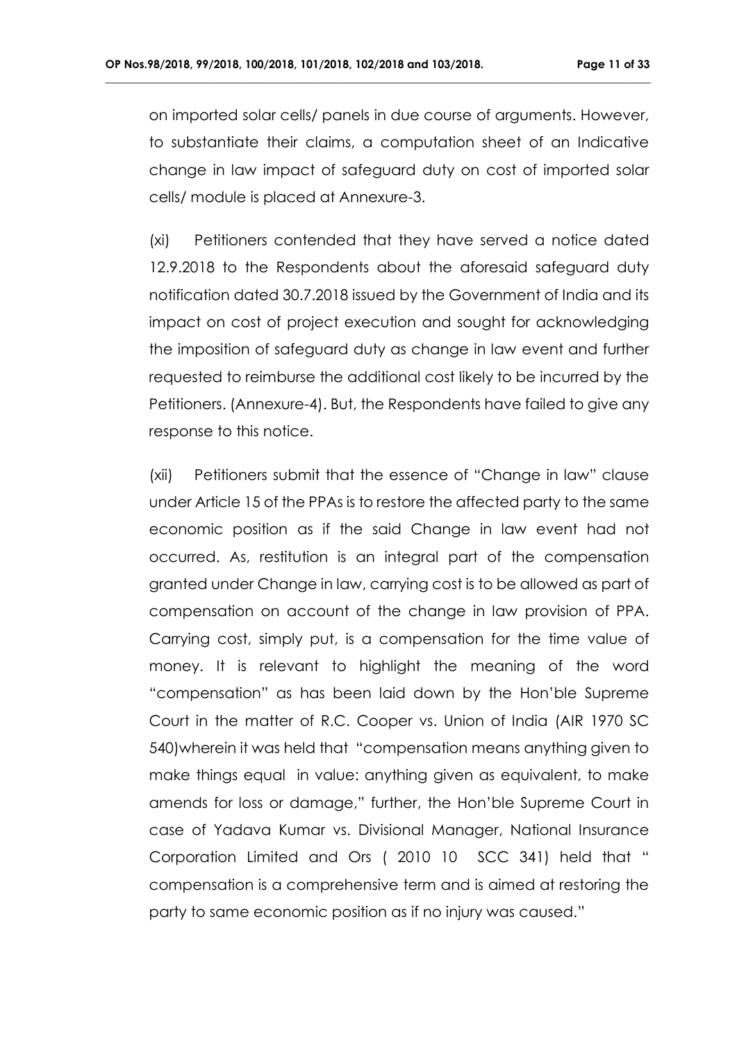on imported solar cells/ panels in due course of arguments. However, to substantiate their claims, a computation sheet of an Indicative change in law impact of safeguard duty on cost of imported solar cells/ module is placed at Annexure-3.

(xi) Petitioners contended that they have served a notice dated 12.9.2018 to the Respondents about the aforesaid safeguard duty notification dated 30.7.2018 issued by the Government of India and its impact on cost of project execution and sought for acknowledging the imposition of safeguard duty as change in law event and further requested to reimburse the additional cost likely to be incurred by the Petitioners. (Annexure-4). But, the Respondents have failed to give any response to this notice.

(xii) Petitioners submit that the essence of "Change in law" clause under Article 15 of the PPAs is to restore the affected party to the same economic position as if the said Change in law event had not occurred. As, restitution is an integral part of the compensation granted under Change in law, carrying cost is to be allowed as part of compensation on account of the change in law provision of PPA. Carrying cost, simply put, is a compensation for the time value of money. It is relevant to highlight the meaning of the word "compensation" as has been laid down by the Hon'ble Supreme Court in the matter of R.C. Cooper vs. Union of India (AIR 1970 SC 540)wherein it was held that "compensation means anything given to make things equal in value: anything given as equivalent, to make amends for loss or damage," further, the Hon'ble Supreme Court in case of Yadava Kumar vs. Divisional Manager, National Insurance Corporation Limited and Ors ( 2010 10 SCC 341) held that " compensation is a comprehensive term and is aimed at restoring the party to same economic position as if no injury was caused."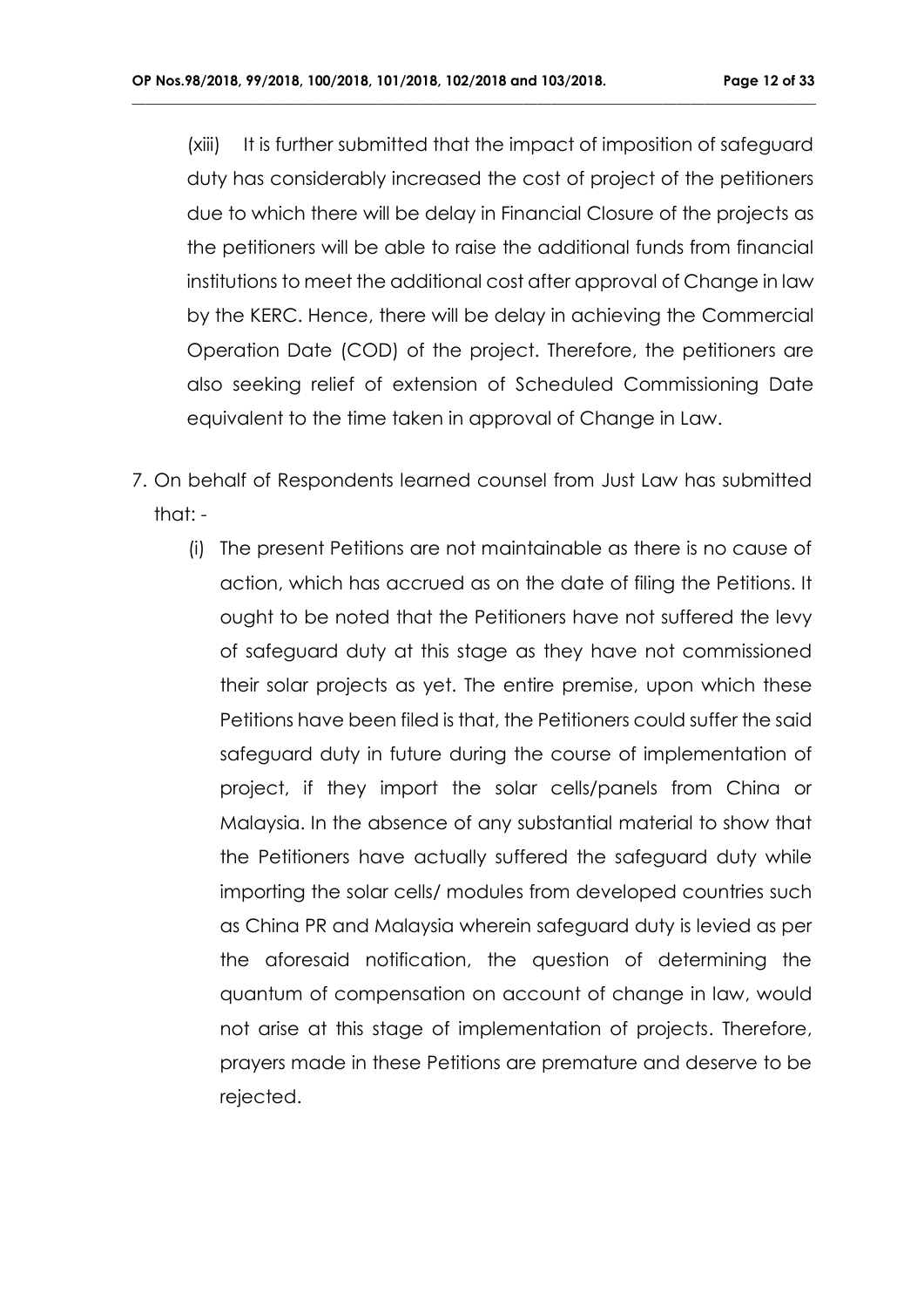(xiii) It is further submitted that the impact of imposition of safeguard duty has considerably increased the cost of project of the petitioners due to which there will be delay in Financial Closure of the projects as the petitioners will be able to raise the additional funds from financial institutions to meet the additional cost after approval of Change in law by the KERC. Hence, there will be delay in achieving the Commercial Operation Date (COD) of the project. Therefore, the petitioners are also seeking relief of extension of Scheduled Commissioning Date equivalent to the time taken in approval of Change in Law.

7. On behalf of Respondents learned counsel from Just Law has submitted that: -

   (i) The present Petitions are not maintainable as there is no cause of action, which has accrued as on the date of filing the Petitions. It ought to be noted that the Petitioners have not suffered the levy of safeguard duty at this stage as they have not commissioned their solar projects as yet. The entire premise, upon which these Petitions have been filed is that, the Petitioners could suffer the said safeguard duty in future during the course of implementation of project, if they import the solar cells/panels from China or Malaysia. In the absence of any substantial material to show that the Petitioners have actually suffered the safeguard duty while importing the solar cells/ modules from developed countries such as China PR and Malaysia wherein safeguard duty is levied as per the aforesaid notification, the question of determining the quantum of compensation on account of change in law, would not arise at this stage of implementation of projects. Therefore, prayers made in these Petitions are premature and deserve to be rejected.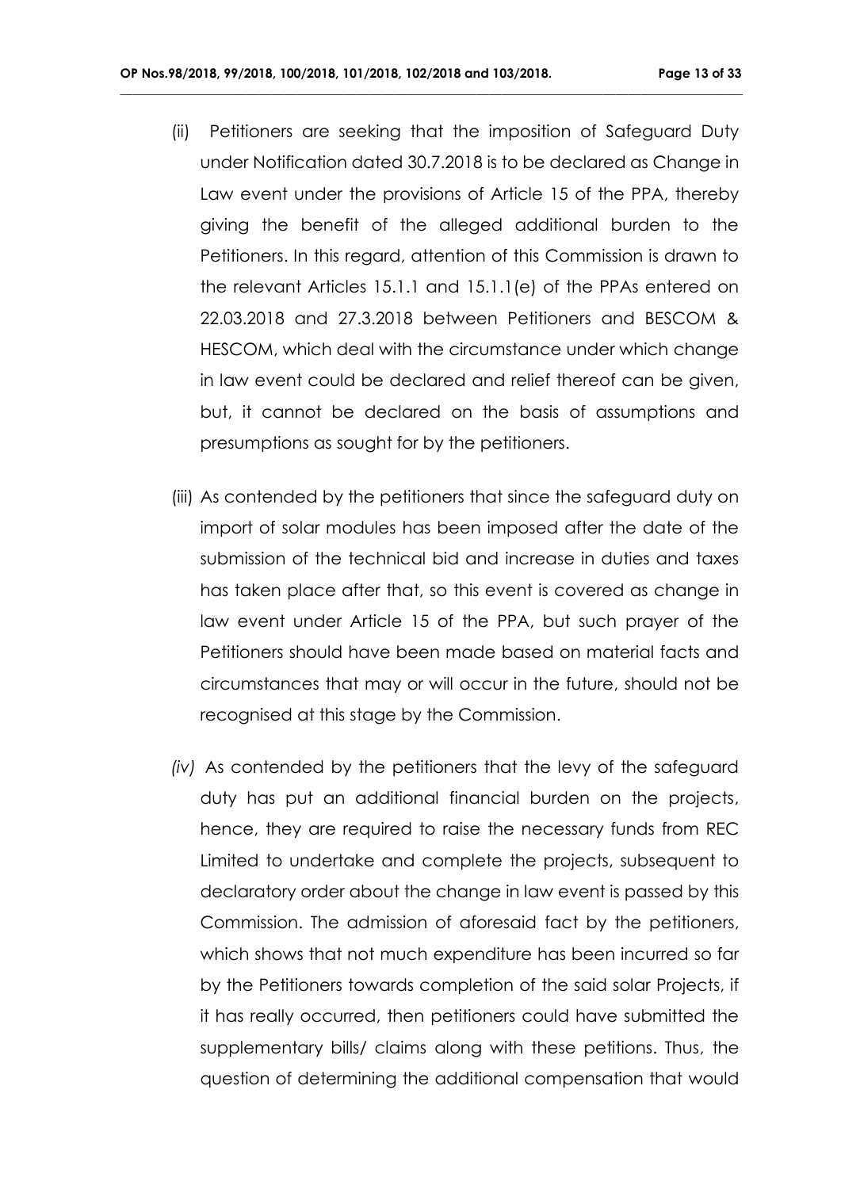(ii) Petitioners are seeking that the imposition of Safeguard Duty under Notification dated 30.7.2018 is to be declared as Change in Law event under the provisions of Article 15 of the PPA, thereby giving the benefit of the alleged additional burden to the Petitioners. In this regard, attention of this Commission is drawn to the relevant Articles 15.1.1 and 15.1.1(e) of the PPAs entered on 22.03.2018 and 27.3.2018 between Petitioners and BESCOM & HESCOM, which deal with the circumstance under which change in law event could be declared and relief thereof can be given, but, it cannot be declared on the basis of assumptions and presumptions as sought for by the petitioners.

(iii) As contended by the petitioners that since the safeguard duty on import of solar modules has been imposed after the date of the submission of the technical bid and increase in duties and taxes has taken place after that, so this event is covered as change in law event under Article 15 of the PPA, but such prayer of the Petitioners should have been made based on material facts and circumstances that may or will occur in the future, should not be recognised at this stage by the Commission.

*(iv)* As contended by the petitioners that the levy of the safeguard duty has put an additional financial burden on the projects, hence, they are required to raise the necessary funds from REC Limited to undertake and complete the projects, subsequent to declaratory order about the change in law event is passed by this Commission. The admission of aforesaid fact by the petitioners, which shows that not much expenditure has been incurred so far by the Petitioners towards completion of the said solar Projects, if it has really occurred, then petitioners could have submitted the supplementary bills/ claims along with these petitions. Thus, the question of determining the additional compensation that would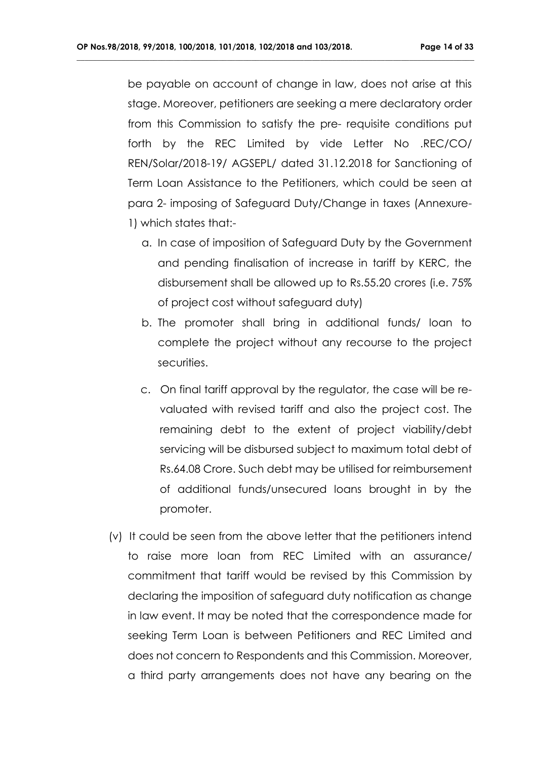be payable on account of change in law, does not arise at this stage. Moreover, petitioners are seeking a mere declaratory order from this Commission to satisfy the pre- requisite conditions put forth by the REC Limited by vide Letter No .REC/CO/ REN/Solar/2018-19/ AGSEPL/ dated 31.12.2018 for Sanctioning of Term Loan Assistance to the Petitioners, which could be seen at para 2- imposing of Safeguard Duty/Change in taxes (Annexure-1) which states that:-

a. In case of imposition of Safeguard Duty by the Government and pending finalisation of increase in tariff by KERC, the disbursement shall be allowed up to Rs.55.20 crores (i.e. 75% of project cost without safeguard duty)
b. The promoter shall bring in additional funds/ loan to complete the project without any recourse to the project securities.
c. On final tariff approval by the regulator, the case will be re-valuated with revised tariff and also the project cost. The remaining debt to the extent of project viability/debt servicing will be disbursed subject to maximum total debt of Rs.64.08 Crore. Such debt may be utilised for reimbursement of additional funds/unsecured loans brought in by the promoter.

(v) It could be seen from the above letter that the petitioners intend to raise more loan from REC Limited with an assurance/ commitment that tariff would be revised by this Commission by declaring the imposition of safeguard duty notification as change in law event. It may be noted that the correspondence made for seeking Term Loan is between Petitioners and REC Limited and does not concern to Respondents and this Commission. Moreover, a third party arrangements does not have any bearing on the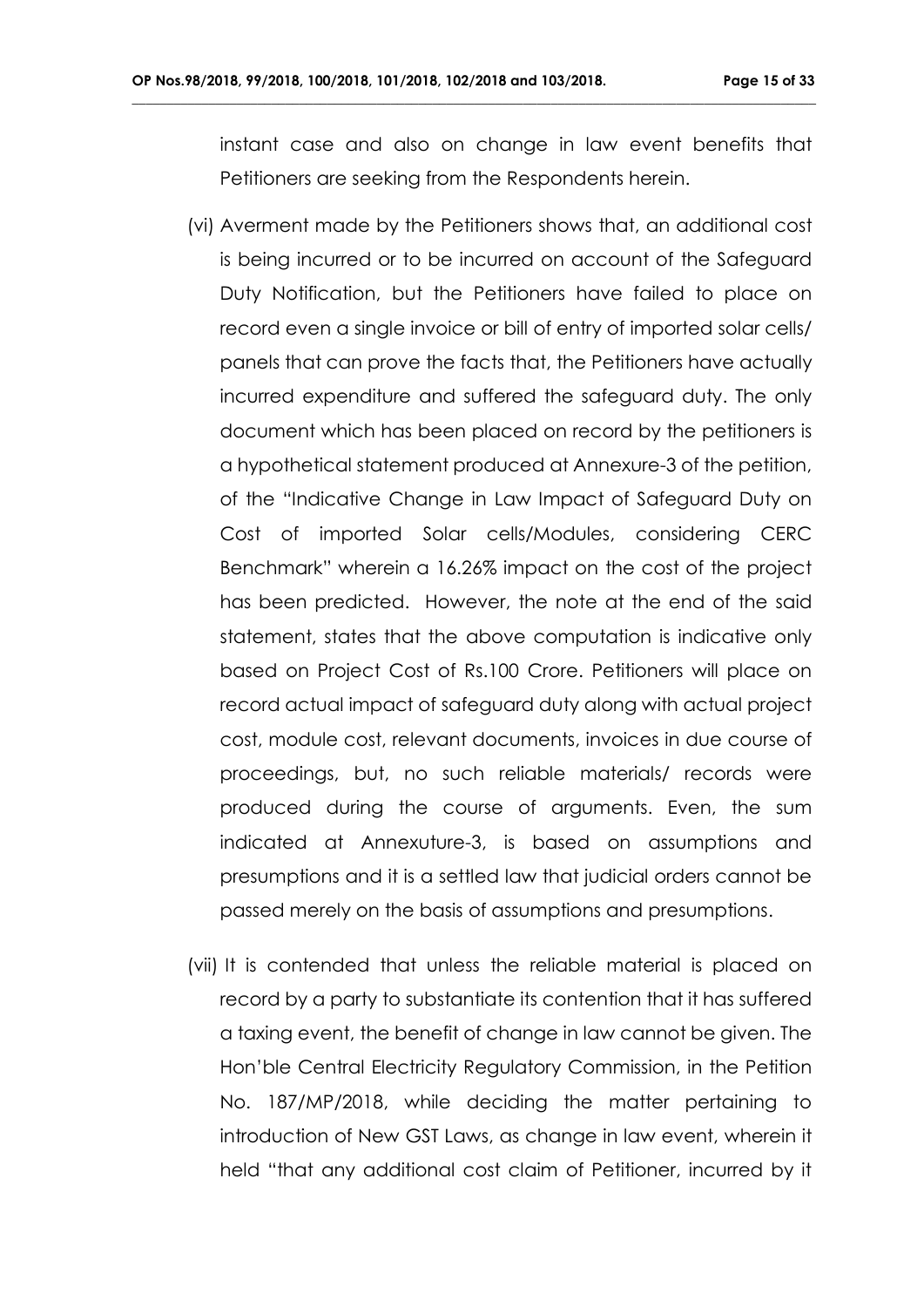instant case and also on change in law event benefits that Petitioners are seeking from the Respondents herein.

(vi) Averment made by the Petitioners shows that, an additional cost is being incurred or to be incurred on account of the Safeguard Duty Notification, but the Petitioners have failed to place on record even a single invoice or bill of entry of imported solar cells/ panels that can prove the facts that, the Petitioners have actually incurred expenditure and suffered the safeguard duty. The only document which has been placed on record by the petitioners is a hypothetical statement produced at Annexure-3 of the petition, of the "Indicative Change in Law Impact of Safeguard Duty on Cost of imported Solar cells/Modules, considering CERC Benchmark" wherein a 16.26% impact on the cost of the project has been predicted. However, the note at the end of the said statement, states that the above computation is indicative only based on Project Cost of Rs.100 Crore. Petitioners will place on record actual impact of safeguard duty along with actual project cost, module cost, relevant documents, invoices in due course of proceedings, but, no such reliable materials/ records were produced during the course of arguments. Even, the sum indicated at Annexuture-3, is based on assumptions and presumptions and it is a settled law that judicial orders cannot be passed merely on the basis of assumptions and presumptions.

(vii) It is contended that unless the reliable material is placed on record by a party to substantiate its contention that it has suffered a taxing event, the benefit of change in law cannot be given. The Hon'ble Central Electricity Regulatory Commission, in the Petition No. 187/MP/2018, while deciding the matter pertaining to introduction of New GST Laws, as change in law event, wherein it held "that any additional cost claim of Petitioner, incurred by it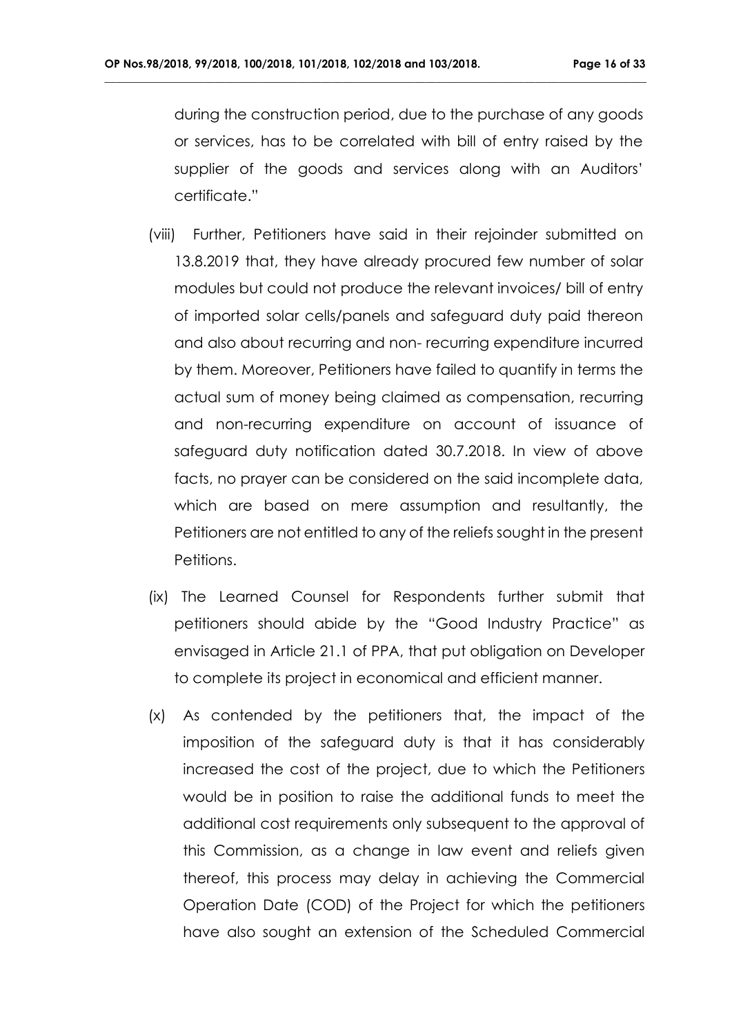during the construction period, due to the purchase of any goods or services, has to be correlated with bill of entry raised by the supplier of the goods and services along with an Auditors' certificate."

(viii) Further, Petitioners have said in their rejoinder submitted on 13.8.2019 that, they have already procured few number of solar modules but could not produce the relevant invoices/ bill of entry of imported solar cells/panels and safeguard duty paid thereon and also about recurring and non- recurring expenditure incurred by them. Moreover, Petitioners have failed to quantify in terms the actual sum of money being claimed as compensation, recurring and non-recurring expenditure on account of issuance of safeguard duty notification dated 30.7.2018. In view of above facts, no prayer can be considered on the said incomplete data, which are based on mere assumption and resultantly, the Petitioners are not entitled to any of the reliefs sought in the present Petitions.

(ix) The Learned Counsel for Respondents further submit that petitioners should abide by the "Good Industry Practice" as envisaged in Article 21.1 of PPA, that put obligation on Developer to complete its project in economical and efficient manner.

(x) As contended by the petitioners that, the impact of the imposition of the safeguard duty is that it has considerably increased the cost of the project, due to which the Petitioners would be in position to raise the additional funds to meet the additional cost requirements only subsequent to the approval of this Commission, as a change in law event and reliefs given thereof, this process may delay in achieving the Commercial Operation Date (COD) of the Project for which the petitioners have also sought an extension of the Scheduled Commercial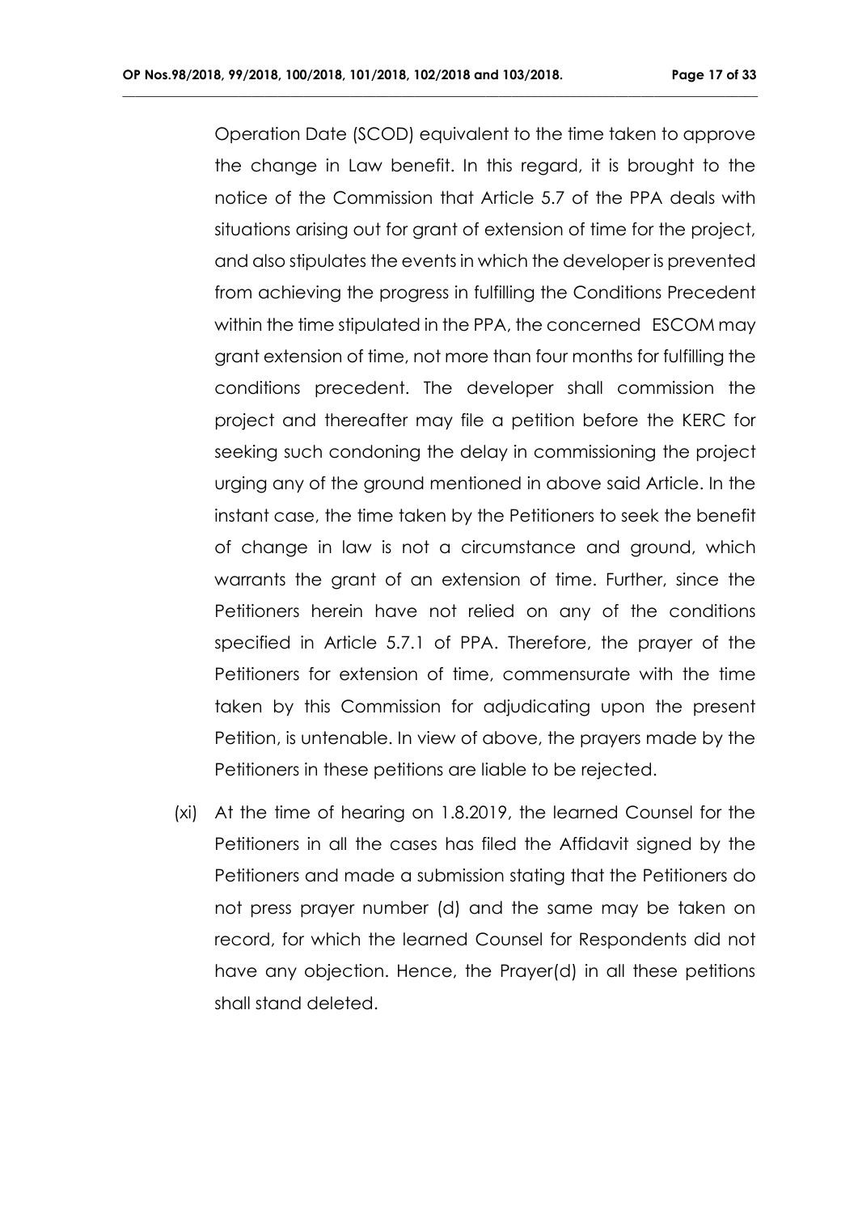Operation Date (SCOD) equivalent to the time taken to approve the change in Law benefit. In this regard, it is brought to the notice of the Commission that Article 5.7 of the PPA deals with situations arising out for grant of extension of time for the project, and also stipulates the events in which the developer is prevented from achieving the progress in fulfilling the Conditions Precedent within the time stipulated in the PPA, the concerned ESCOM may grant extension of time, not more than four months for fulfilling the conditions precedent. The developer shall commission the project and thereafter may file a petition before the KERC for seeking such condoning the delay in commissioning the project urging any of the ground mentioned in above said Article. In the instant case, the time taken by the Petitioners to seek the benefit of change in law is not a circumstance and ground, which warrants the grant of an extension of time. Further, since the Petitioners herein have not relied on any of the conditions specified in Article 5.7.1 of PPA. Therefore, the prayer of the Petitioners for extension of time, commensurate with the time taken by this Commission for adjudicating upon the present Petition, is untenable. In view of above, the prayers made by the Petitioners in these petitions are liable to be rejected.

(xi) At the time of hearing on 1.8.2019, the learned Counsel for the Petitioners in all the cases has filed the Affidavit signed by the Petitioners and made a submission stating that the Petitioners do not press prayer number (d) and the same may be taken on record, for which the learned Counsel for Respondents did not have any objection. Hence, the Prayer(d) in all these petitions shall stand deleted.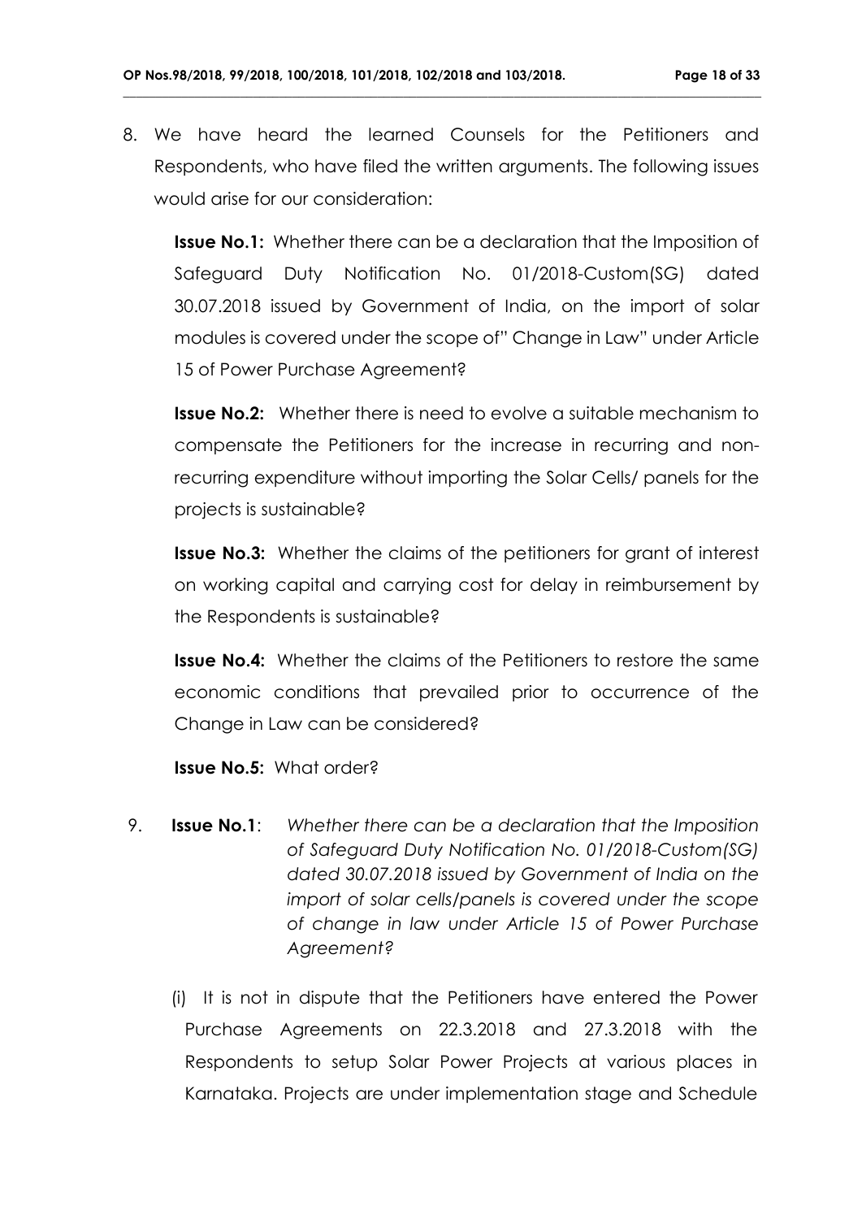8. We have heard the learned Counsels for the Petitioners and Respondents, who have filed the written arguments. The following issues would arise for our consideration:

   **Issue No.1:** Whether there can be a declaration that the Imposition of Safeguard Duty Notification No. 01/2018-Custom(SG) dated 30.07.2018 issued by Government of India, on the import of solar modules is covered under the scope of" Change in Law" under Article 15 of Power Purchase Agreement?

   **Issue No.2:** Whether there is need to evolve a suitable mechanism to compensate the Petitioners for the increase in recurring and non-recurring expenditure without importing the Solar Cells/ panels for the projects is sustainable?

   **Issue No.3:** Whether the claims of the petitioners for grant of interest on working capital and carrying cost for delay in reimbursement by the Respondents is sustainable?

   **Issue No.4:** Whether the claims of the Petitioners to restore the same economic conditions that prevailed prior to occurrence of the Change in Law can be considered?

   **Issue No.5:** What order?

9. **Issue No.1**: *Whether there can be a declaration that the Imposition of Safeguard Duty Notification No. 01/2018-Custom(SG) dated 30.07.2018 issued by Government of India on the import of solar cells/panels is covered under the scope of change in law under Article 15 of Power Purchase Agreement?*

   (i) It is not in dispute that the Petitioners have entered the Power Purchase Agreements on 22.3.2018 and 27.3.2018 with the Respondents to setup Solar Power Projects at various places in Karnataka. Projects are under implementation stage and Schedule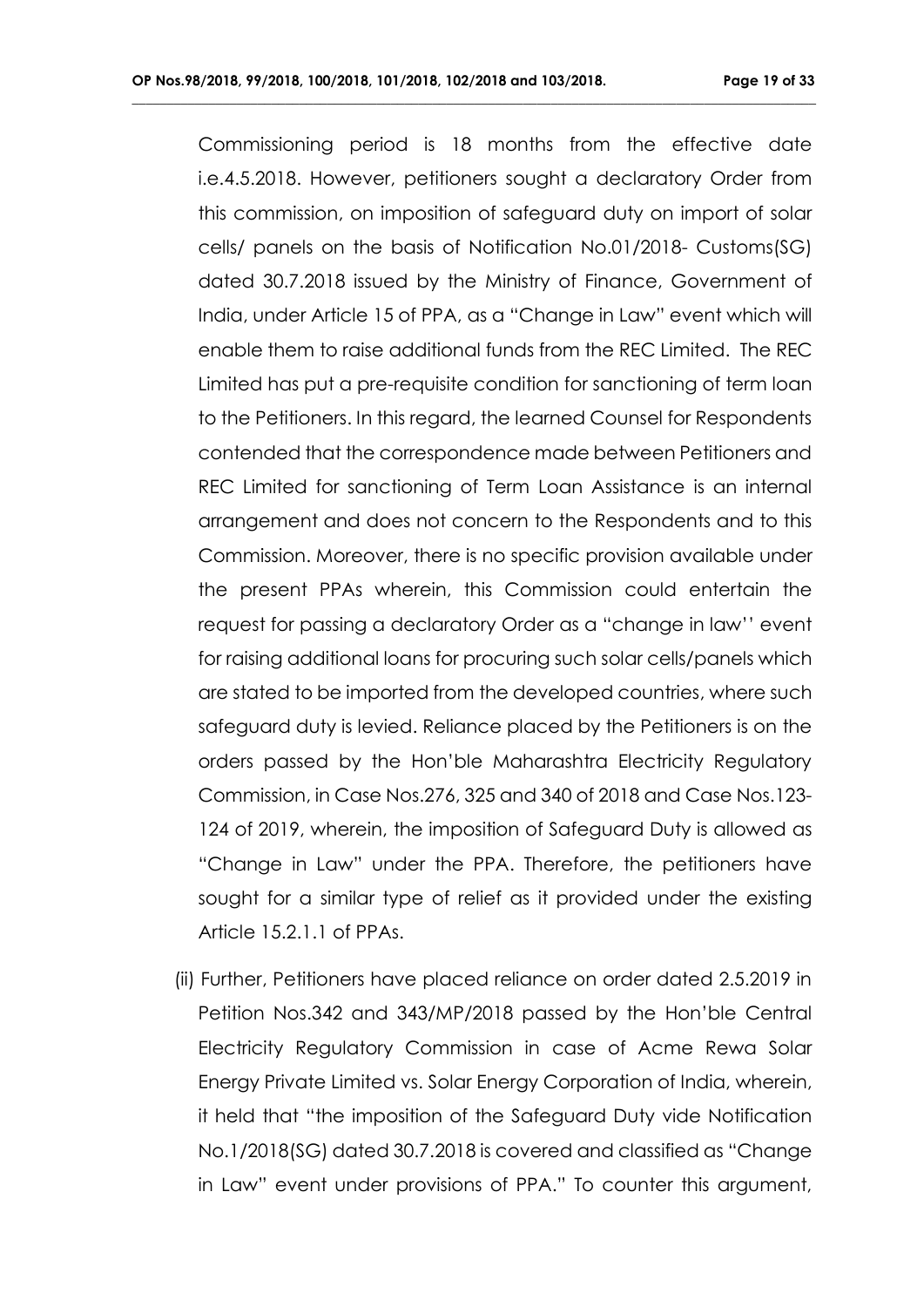Commissioning period is 18 months from the effective date i.e.4.5.2018. However, petitioners sought a declaratory Order from this commission, on imposition of safeguard duty on import of solar cells/ panels on the basis of Notification No.01/2018- Customs(SG) dated 30.7.2018 issued by the Ministry of Finance, Government of India, under Article 15 of PPA, as a "Change in Law" event which will enable them to raise additional funds from the REC Limited. The REC Limited has put a pre-requisite condition for sanctioning of term loan to the Petitioners. In this regard, the learned Counsel for Respondents contended that the correspondence made between Petitioners and REC Limited for sanctioning of Term Loan Assistance is an internal arrangement and does not concern to the Respondents and to this Commission. Moreover, there is no specific provision available under the present PPAs wherein, this Commission could entertain the request for passing a declaratory Order as a "change in law'' event for raising additional loans for procuring such solar cells/panels which are stated to be imported from the developed countries, where such safeguard duty is levied. Reliance placed by the Petitioners is on the orders passed by the Hon'ble Maharashtra Electricity Regulatory Commission, in Case Nos.276, 325 and 340 of 2018 and Case Nos.123-124 of 2019, wherein, the imposition of Safeguard Duty is allowed as "Change in Law" under the PPA. Therefore, the petitioners have sought for a similar type of relief as it provided under the existing Article 15.2.1.1 of PPAs.

(ii) Further, Petitioners have placed reliance on order dated 2.5.2019 in Petition Nos.342 and 343/MP/2018 passed by the Hon'ble Central Electricity Regulatory Commission in case of Acme Rewa Solar Energy Private Limited vs. Solar Energy Corporation of India, wherein, it held that "the imposition of the Safeguard Duty vide Notification No.1/2018(SG) dated 30.7.2018 is covered and classified as "Change in Law" event under provisions of PPA." To counter this argument,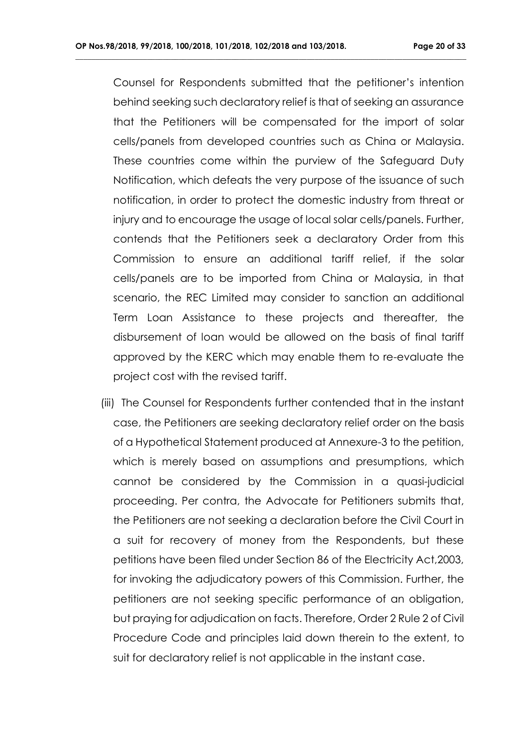Counsel for Respondents submitted that the petitioner's intention behind seeking such declaratory relief is that of seeking an assurance that the Petitioners will be compensated for the import of solar cells/panels from developed countries such as China or Malaysia. These countries come within the purview of the Safeguard Duty Notification, which defeats the very purpose of the issuance of such notification, in order to protect the domestic industry from threat or injury and to encourage the usage of local solar cells/panels. Further, contends that the Petitioners seek a declaratory Order from this Commission to ensure an additional tariff relief, if the solar cells/panels are to be imported from China or Malaysia, in that scenario, the REC Limited may consider to sanction an additional Term Loan Assistance to these projects and thereafter, the disbursement of loan would be allowed on the basis of final tariff approved by the KERC which may enable them to re-evaluate the project cost with the revised tariff.

(iii) The Counsel for Respondents further contended that in the instant case, the Petitioners are seeking declaratory relief order on the basis of a Hypothetical Statement produced at Annexure-3 to the petition, which is merely based on assumptions and presumptions, which cannot be considered by the Commission in a quasi-judicial proceeding. Per contra, the Advocate for Petitioners submits that, the Petitioners are not seeking a declaration before the Civil Court in a suit for recovery of money from the Respondents, but these petitions have been filed under Section 86 of the Electricity Act,2003, for invoking the adjudicatory powers of this Commission. Further, the petitioners are not seeking specific performance of an obligation, but praying for adjudication on facts. Therefore, Order 2 Rule 2 of Civil Procedure Code and principles laid down therein to the extent, to suit for declaratory relief is not applicable in the instant case.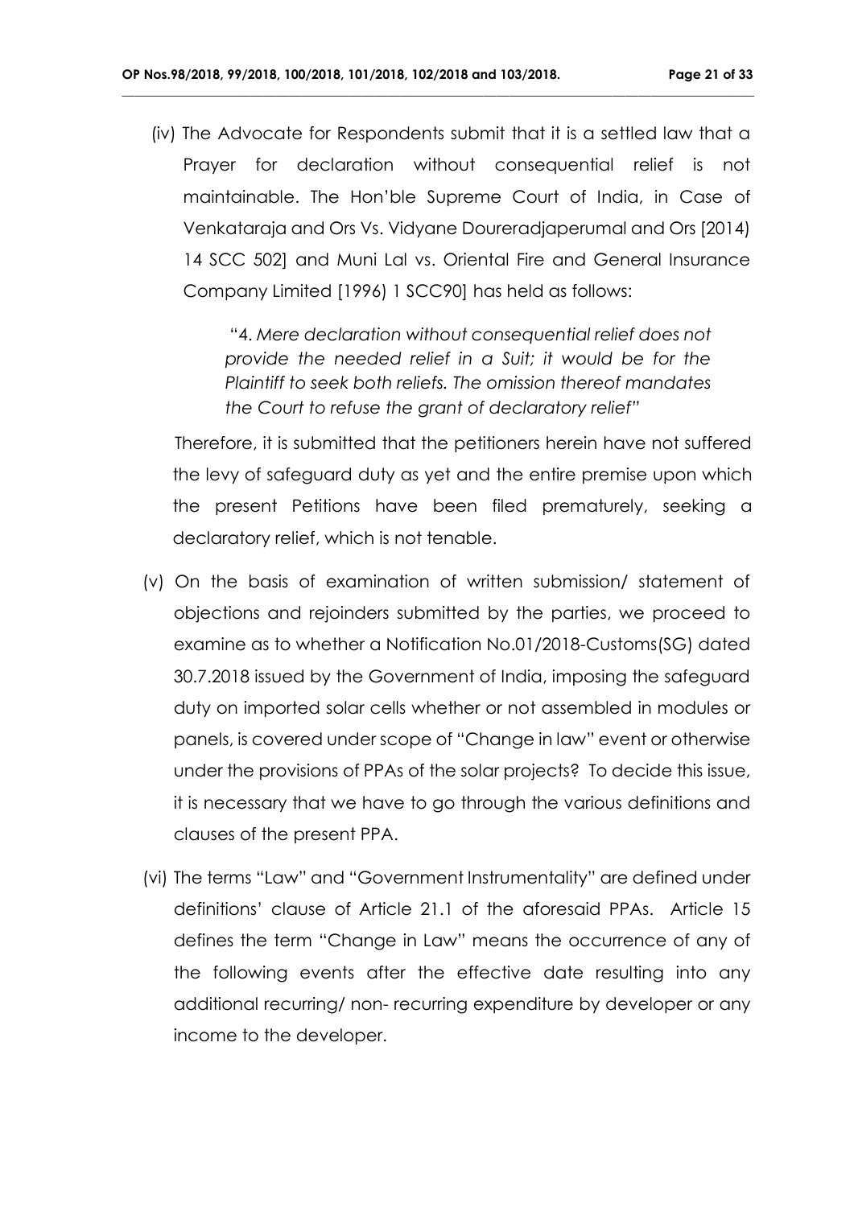(iv) The Advocate for Respondents submit that it is a settled law that a Prayer for declaration without consequential relief is not maintainable. The Hon'ble Supreme Court of India, in Case of Venkataraja and Ors Vs. Vidyane Doureradjaperumal and Ors [2014) 14 SCC 502] and Muni Lal vs. Oriental Fire and General Insurance Company Limited [1996) 1 SCC90] has held as follows:

> "4. *Mere declaration without consequential relief does not provide the needed relief in a Suit; it would be for the Plaintiff to seek both reliefs. The omission thereof mandates the Court to refuse the grant of declaratory relief"*

Therefore, it is submitted that the petitioners herein have not suffered the levy of safeguard duty as yet and the entire premise upon which the present Petitions have been filed prematurely, seeking a declaratory relief, which is not tenable.

(v) On the basis of examination of written submission/ statement of objections and rejoinders submitted by the parties, we proceed to examine as to whether a Notification No.01/2018-Customs(SG) dated 30.7.2018 issued by the Government of India, imposing the safeguard duty on imported solar cells whether or not assembled in modules or panels, is covered under scope of "Change in law" event or otherwise under the provisions of PPAs of the solar projects? To decide this issue, it is necessary that we have to go through the various definitions and clauses of the present PPA.

(vi) The terms "Law" and "Government Instrumentality" are defined under definitions' clause of Article 21.1 of the aforesaid PPAs. Article 15 defines the term "Change in Law" means the occurrence of any of the following events after the effective date resulting into any additional recurring/ non- recurring expenditure by developer or any income to the developer.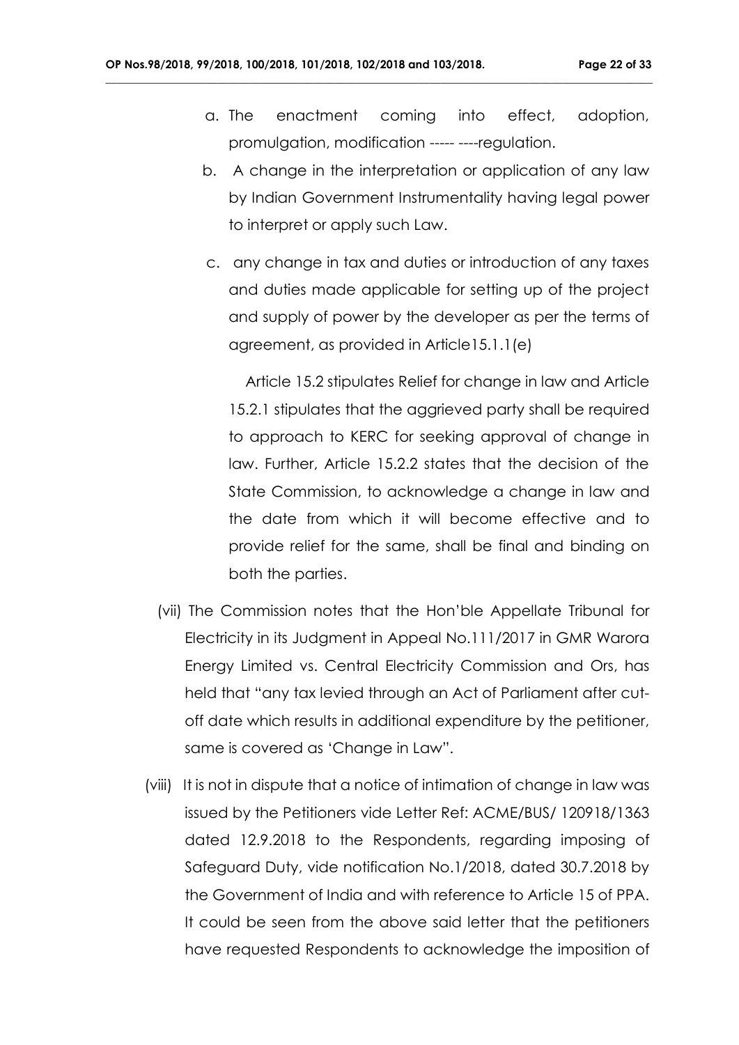a. The enactment coming into effect, adoption, promulgation, modification ----- ----regulation.

b. A change in the interpretation or application of any law by Indian Government Instrumentality having legal power to interpret or apply such Law.

c. any change in tax and duties or introduction of any taxes and duties made applicable for setting up of the project and supply of power by the developer as per the terms of agreement, as provided in Article15.1.1(e)

Article 15.2 stipulates Relief for change in law and Article 15.2.1 stipulates that the aggrieved party shall be required to approach to KERC for seeking approval of change in law. Further, Article 15.2.2 states that the decision of the State Commission, to acknowledge a change in law and the date from which it will become effective and to provide relief for the same, shall be final and binding on both the parties.

(vii) The Commission notes that the Hon'ble Appellate Tribunal for Electricity in its Judgment in Appeal No.111/2017 in GMR Warora Energy Limited vs. Central Electricity Commission and Ors, has held that "any tax levied through an Act of Parliament after cut-off date which results in additional expenditure by the petitioner, same is covered as 'Change in Law".

(viii) It is not in dispute that a notice of intimation of change in law was issued by the Petitioners vide Letter Ref: ACME/BUS/ 120918/1363 dated 12.9.2018 to the Respondents, regarding imposing of Safeguard Duty, vide notification No.1/2018, dated 30.7.2018 by the Government of India and with reference to Article 15 of PPA. It could be seen from the above said letter that the petitioners have requested Respondents to acknowledge the imposition of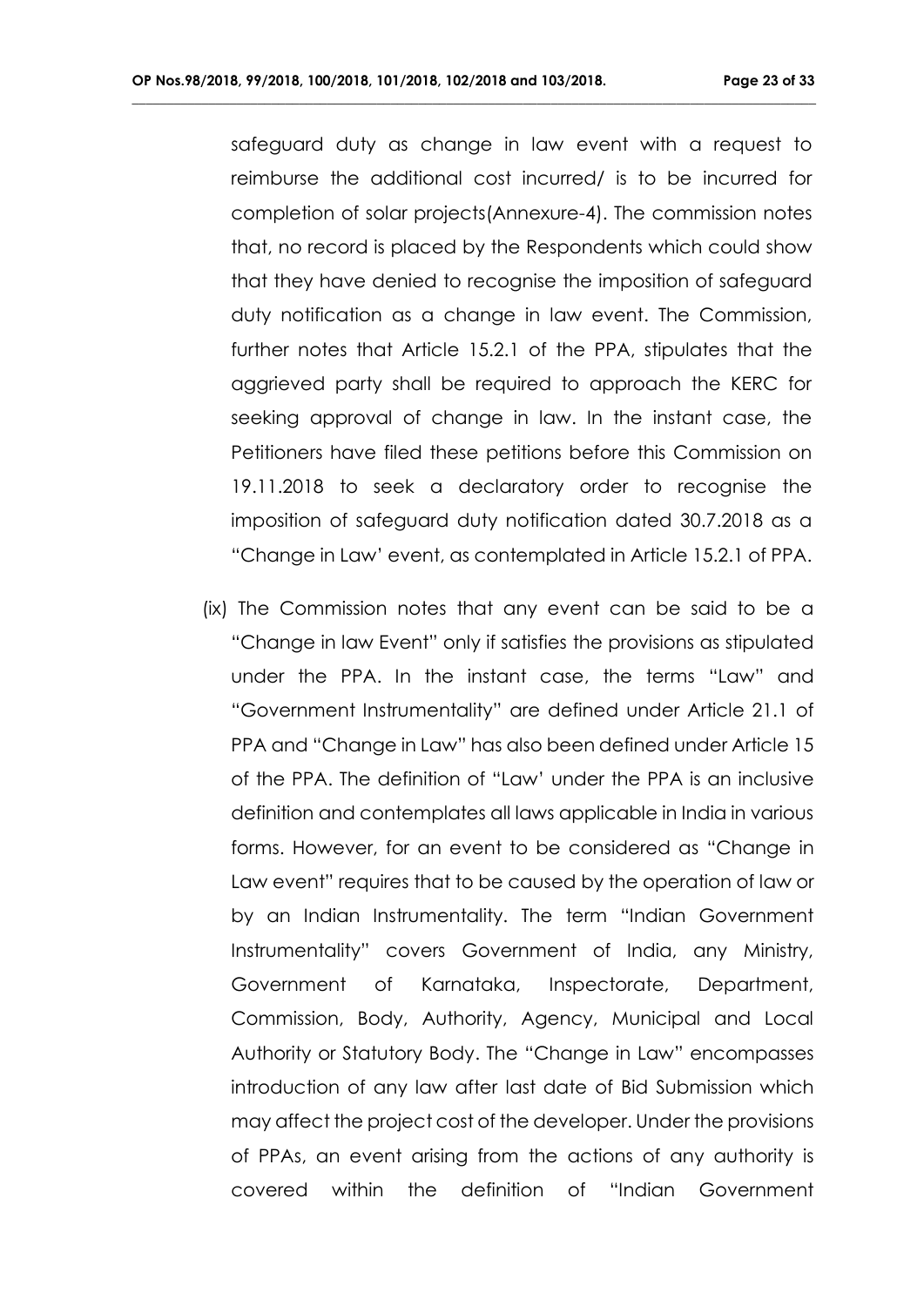safeguard duty as change in law event with a request to reimburse the additional cost incurred/ is to be incurred for completion of solar projects(Annexure-4). The commission notes that, no record is placed by the Respondents which could show that they have denied to recognise the imposition of safeguard duty notification as a change in law event. The Commission, further notes that Article 15.2.1 of the PPA, stipulates that the aggrieved party shall be required to approach the KERC for seeking approval of change in law. In the instant case, the Petitioners have filed these petitions before this Commission on 19.11.2018 to seek a declaratory order to recognise the imposition of safeguard duty notification dated 30.7.2018 as a "Change in Law' event, as contemplated in Article 15.2.1 of PPA.

(ix) The Commission notes that any event can be said to be a "Change in law Event" only if satisfies the provisions as stipulated under the PPA. In the instant case, the terms "Law" and "Government Instrumentality" are defined under Article 21.1 of PPA and "Change in Law" has also been defined under Article 15 of the PPA. The definition of "Law' under the PPA is an inclusive definition and contemplates all laws applicable in India in various forms. However, for an event to be considered as "Change in Law event" requires that to be caused by the operation of law or by an Indian Instrumentality. The term "Indian Government Instrumentality" covers Government of India, any Ministry, Government of Karnataka, Inspectorate, Department, Commission, Body, Authority, Agency, Municipal and Local Authority or Statutory Body. The "Change in Law" encompasses introduction of any law after last date of Bid Submission which may affect the project cost of the developer. Under the provisions of PPAs, an event arising from the actions of any authority is covered within the definition of "Indian Government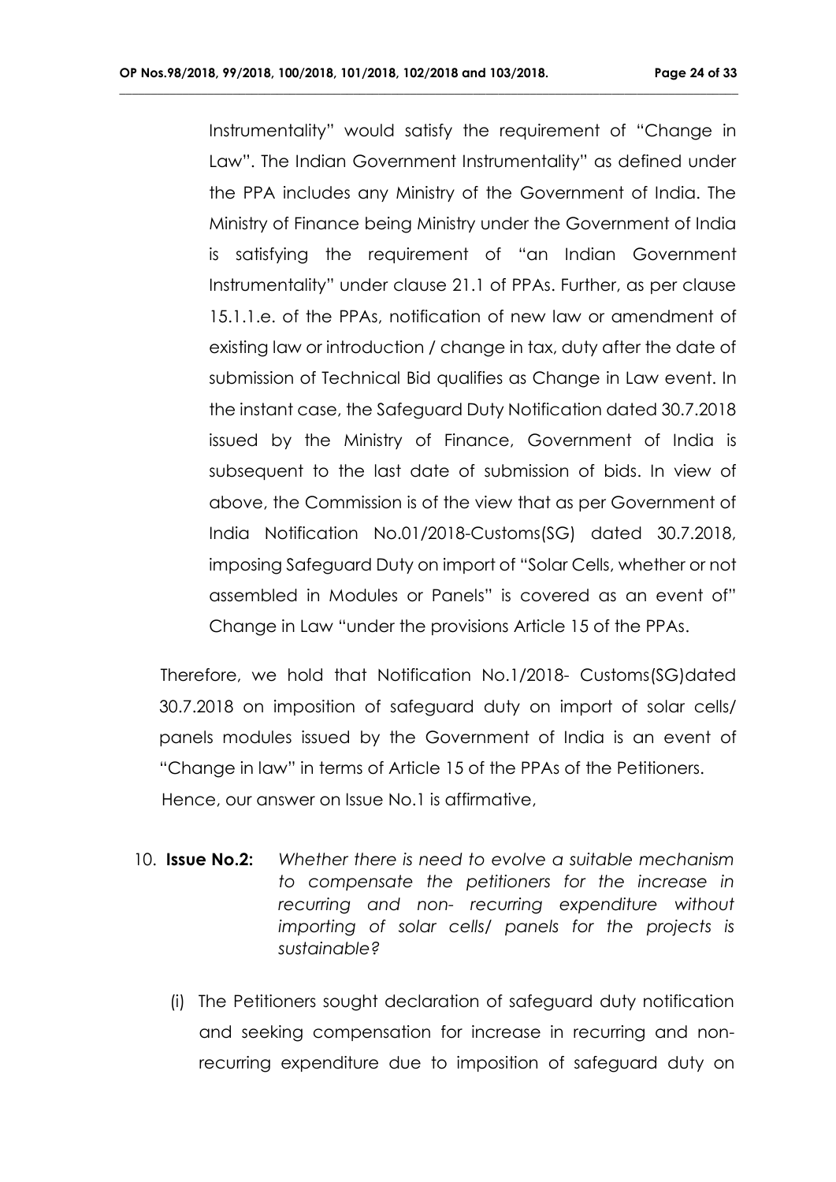Instrumentality" would satisfy the requirement of "Change in Law". The Indian Government Instrumentality" as defined under the PPA includes any Ministry of the Government of India. The Ministry of Finance being Ministry under the Government of India is satisfying the requirement of "an Indian Government Instrumentality" under clause 21.1 of PPAs. Further, as per clause 15.1.1.e. of the PPAs, notification of new law or amendment of existing law or introduction / change in tax, duty after the date of submission of Technical Bid qualifies as Change in Law event. In the instant case, the Safeguard Duty Notification dated 30.7.2018 issued by the Ministry of Finance, Government of India is subsequent to the last date of submission of bids. In view of above, the Commission is of the view that as per Government of India Notification No.01/2018-Customs(SG) dated 30.7.2018, imposing Safeguard Duty on import of "Solar Cells, whether or not assembled in Modules or Panels" is covered as an event of" Change in Law "under the provisions Article 15 of the PPAs.

Therefore, we hold that Notification No.1/2018- Customs(SG)dated 30.7.2018 on imposition of safeguard duty on import of solar cells/ panels modules issued by the Government of India is an event of "Change in law" in terms of Article 15 of the PPAs of the Petitioners. Hence, our answer on Issue No.1 is affirmative,

10. **Issue No.2:** *Whether there is need to evolve a suitable mechanism to compensate the petitioners for the increase in recurring and non- recurring expenditure without importing of solar cells/ panels for the projects is sustainable?*

    (i) The Petitioners sought declaration of safeguard duty notification and seeking compensation for increase in recurring and non-recurring expenditure due to imposition of safeguard duty on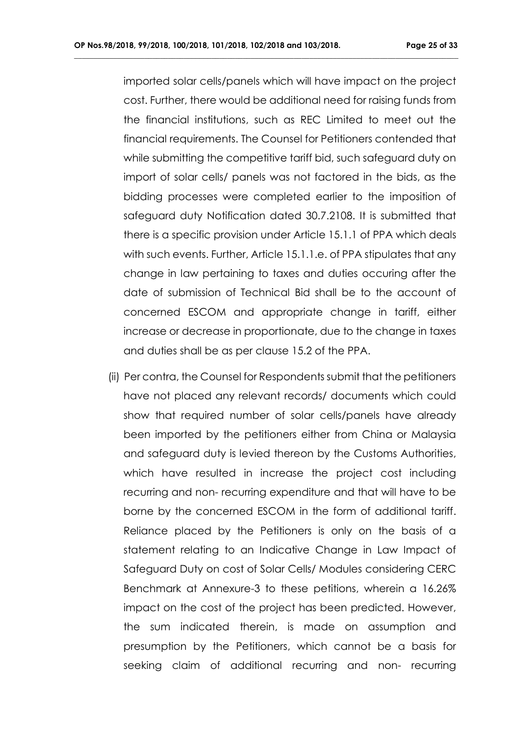imported solar cells/panels which will have impact on the project cost. Further, there would be additional need for raising funds from the financial institutions, such as REC Limited to meet out the financial requirements. The Counsel for Petitioners contended that while submitting the competitive tariff bid, such safeguard duty on import of solar cells/ panels was not factored in the bids, as the bidding processes were completed earlier to the imposition of safeguard duty Notification dated 30.7.2108. It is submitted that there is a specific provision under Article 15.1.1 of PPA which deals with such events. Further, Article 15.1.1.e. of PPA stipulates that any change in law pertaining to taxes and duties occuring after the date of submission of Technical Bid shall be to the account of concerned ESCOM and appropriate change in tariff, either increase or decrease in proportionate, due to the change in taxes and duties shall be as per clause 15.2 of the PPA.

(ii) Per contra, the Counsel for Respondents submit that the petitioners have not placed any relevant records/ documents which could show that required number of solar cells/panels have already been imported by the petitioners either from China or Malaysia and safeguard duty is levied thereon by the Customs Authorities, which have resulted in increase the project cost including recurring and non- recurring expenditure and that will have to be borne by the concerned ESCOM in the form of additional tariff. Reliance placed by the Petitioners is only on the basis of a statement relating to an Indicative Change in Law Impact of Safeguard Duty on cost of Solar Cells/ Modules considering CERC Benchmark at Annexure-3 to these petitions, wherein a 16.26% impact on the cost of the project has been predicted. However, the sum indicated therein, is made on assumption and presumption by the Petitioners, which cannot be a basis for seeking claim of additional recurring and non- recurring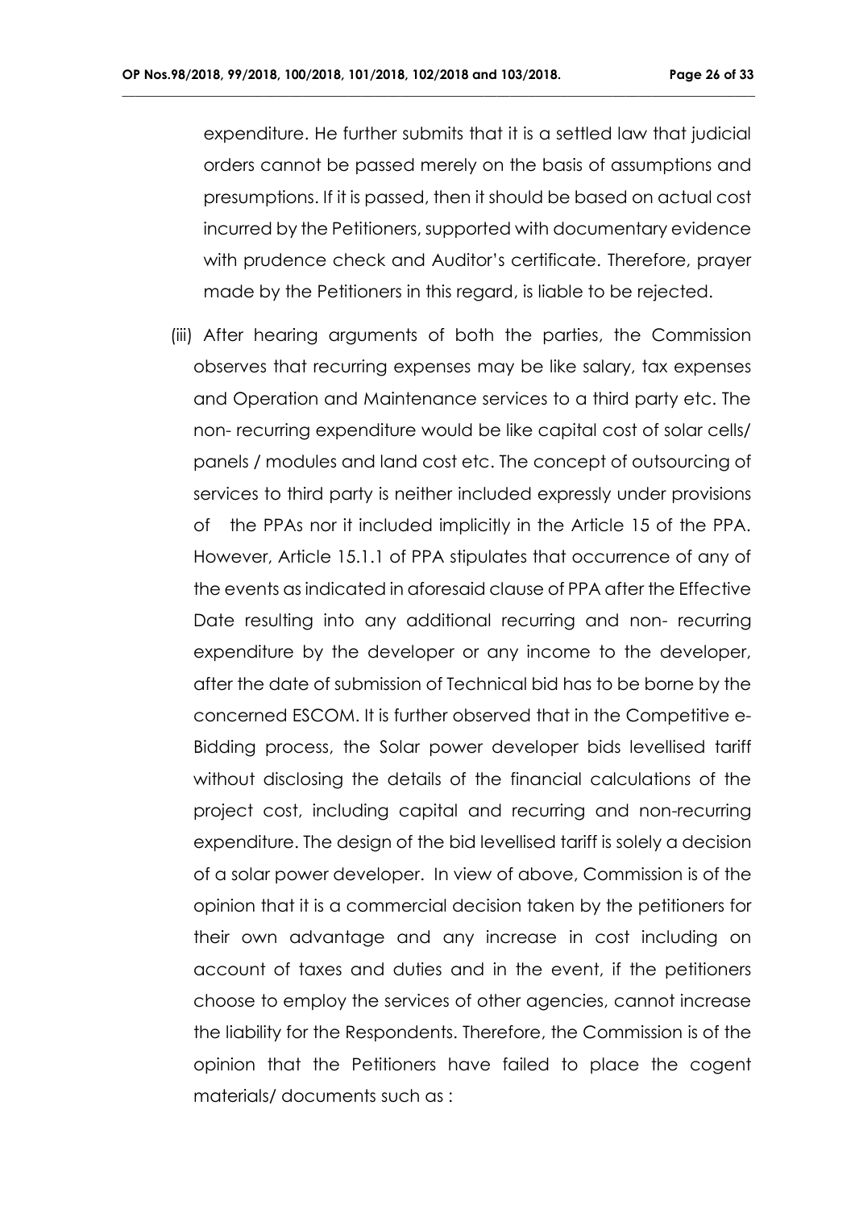expenditure. He further submits that it is a settled law that judicial orders cannot be passed merely on the basis of assumptions and presumptions. If it is passed, then it should be based on actual cost incurred by the Petitioners, supported with documentary evidence with prudence check and Auditor's certificate. Therefore, prayer made by the Petitioners in this regard, is liable to be rejected.

(iii) After hearing arguments of both the parties, the Commission observes that recurring expenses may be like salary, tax expenses and Operation and Maintenance services to a third party etc. The non- recurring expenditure would be like capital cost of solar cells/ panels / modules and land cost etc. The concept of outsourcing of services to third party is neither included expressly under provisions of the PPAs nor it included implicitly in the Article 15 of the PPA. However, Article 15.1.1 of PPA stipulates that occurrence of any of the events as indicated in aforesaid clause of PPA after the Effective Date resulting into any additional recurring and non- recurring expenditure by the developer or any income to the developer, after the date of submission of Technical bid has to be borne by the concerned ESCOM. It is further observed that in the Competitive e-Bidding process, the Solar power developer bids levellised tariff without disclosing the details of the financial calculations of the project cost, including capital and recurring and non-recurring expenditure. The design of the bid levellised tariff is solely a decision of a solar power developer. In view of above, Commission is of the opinion that it is a commercial decision taken by the petitioners for their own advantage and any increase in cost including on account of taxes and duties and in the event, if the petitioners choose to employ the services of other agencies, cannot increase the liability for the Respondents. Therefore, the Commission is of the opinion that the Petitioners have failed to place the cogent materials/ documents such as :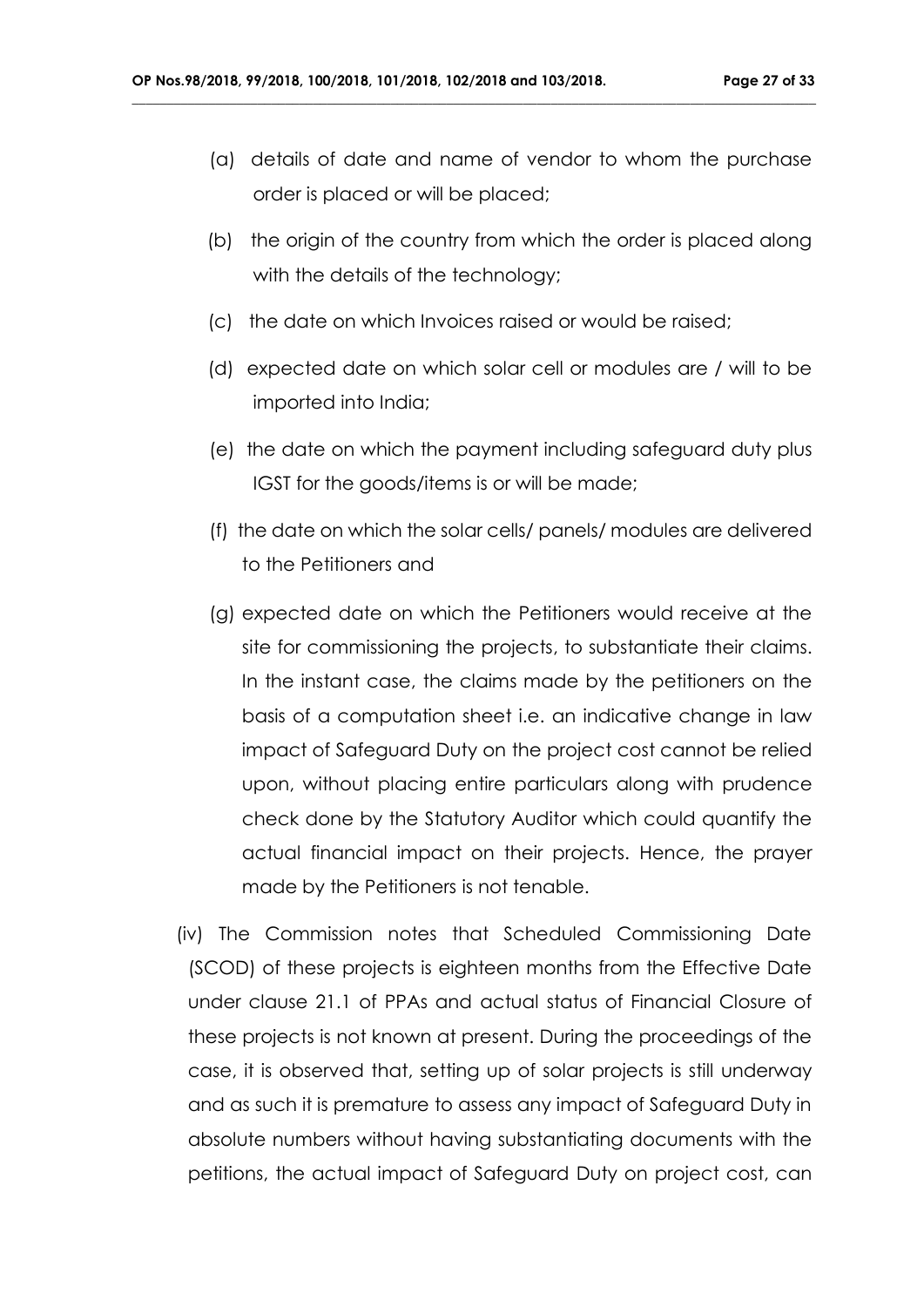(a) details of date and name of vendor to whom the purchase order is placed or will be placed;

(b) the origin of the country from which the order is placed along with the details of the technology;

(c) the date on which Invoices raised or would be raised;

(d) expected date on which solar cell or modules are / will to be imported into India;

(e) the date on which the payment including safeguard duty plus IGST for the goods/items is or will be made;

(f) the date on which the solar cells/ panels/ modules are delivered to the Petitioners and

(g) expected date on which the Petitioners would receive at the site for commissioning the projects, to substantiate their claims. In the instant case, the claims made by the petitioners on the basis of a computation sheet i.e. an indicative change in law impact of Safeguard Duty on the project cost cannot be relied upon, without placing entire particulars along with prudence check done by the Statutory Auditor which could quantify the actual financial impact on their projects. Hence, the prayer made by the Petitioners is not tenable.

(iv) The Commission notes that Scheduled Commissioning Date (SCOD) of these projects is eighteen months from the Effective Date under clause 21.1 of PPAs and actual status of Financial Closure of these projects is not known at present. During the proceedings of the case, it is observed that, setting up of solar projects is still underway and as such it is premature to assess any impact of Safeguard Duty in absolute numbers without having substantiating documents with the petitions, the actual impact of Safeguard Duty on project cost, can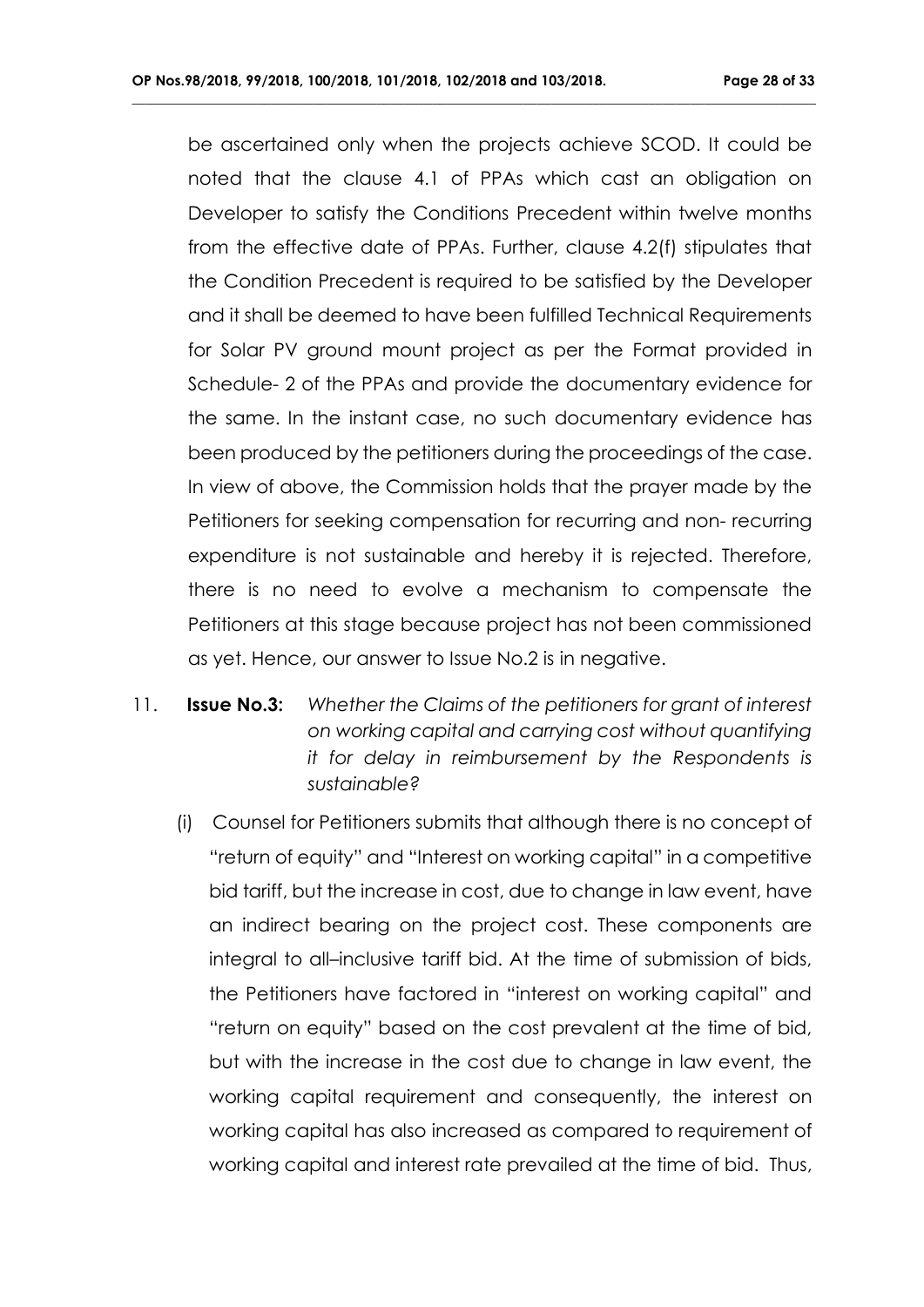be ascertained only when the projects achieve SCOD. It could be noted that the clause 4.1 of PPAs which cast an obligation on Developer to satisfy the Conditions Precedent within twelve months from the effective date of PPAs. Further, clause 4.2(f) stipulates that the Condition Precedent is required to be satisfied by the Developer and it shall be deemed to have been fulfilled Technical Requirements for Solar PV ground mount project as per the Format provided in Schedule- 2 of the PPAs and provide the documentary evidence for the same. In the instant case, no such documentary evidence has been produced by the petitioners during the proceedings of the case. In view of above, the Commission holds that the prayer made by the Petitioners for seeking compensation for recurring and non- recurring expenditure is not sustainable and hereby it is rejected. Therefore, there is no need to evolve a mechanism to compensate the Petitioners at this stage because project has not been commissioned as yet. Hence, our answer to Issue No.2 is in negative.

11. **Issue No.3:** *Whether the Claims of the petitioners for grant of interest on working capital and carrying cost without quantifying it for delay in reimbursement by the Respondents is sustainable?*

    (i) Counsel for Petitioners submits that although there is no concept of "return of equity" and "Interest on working capital" in a competitive bid tariff, but the increase in cost, due to change in law event, have an indirect bearing on the project cost. These components are integral to all–inclusive tariff bid. At the time of submission of bids, the Petitioners have factored in "interest on working capital" and "return on equity" based on the cost prevalent at the time of bid, but with the increase in the cost due to change in law event, the working capital requirement and consequently, the interest on working capital has also increased as compared to requirement of working capital and interest rate prevailed at the time of bid. Thus,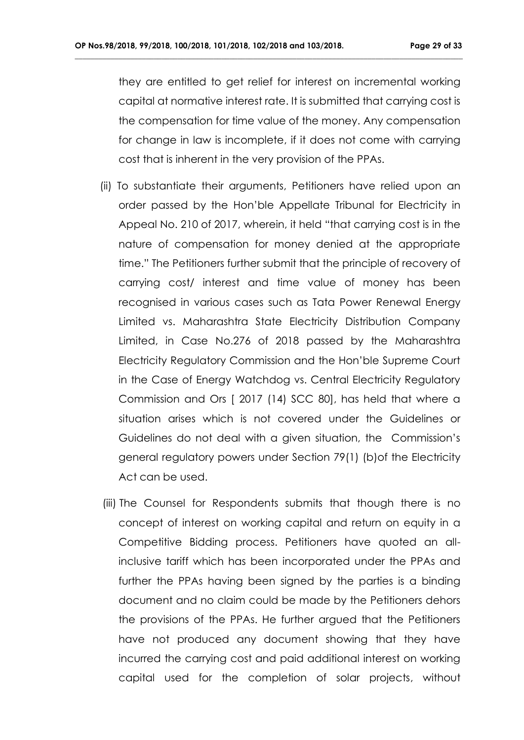they are entitled to get relief for interest on incremental working capital at normative interest rate. It is submitted that carrying cost is the compensation for time value of the money. Any compensation for change in law is incomplete, if it does not come with carrying cost that is inherent in the very provision of the PPAs.

(ii) To substantiate their arguments, Petitioners have relied upon an order passed by the Hon'ble Appellate Tribunal for Electricity in Appeal No. 210 of 2017, wherein, it held "that carrying cost is in the nature of compensation for money denied at the appropriate time." The Petitioners further submit that the principle of recovery of carrying cost/ interest and time value of money has been recognised in various cases such as Tata Power Renewal Energy Limited vs. Maharashtra State Electricity Distribution Company Limited, in Case No.276 of 2018 passed by the Maharashtra Electricity Regulatory Commission and the Hon'ble Supreme Court in the Case of Energy Watchdog vs. Central Electricity Regulatory Commission and Ors [ 2017 (14) SCC 80], has held that where a situation arises which is not covered under the Guidelines or Guidelines do not deal with a given situation, the Commission's general regulatory powers under Section 79(1) (b)of the Electricity Act can be used.

(iii) The Counsel for Respondents submits that though there is no concept of interest on working capital and return on equity in a Competitive Bidding process. Petitioners have quoted an all-inclusive tariff which has been incorporated under the PPAs and further the PPAs having been signed by the parties is a binding document and no claim could be made by the Petitioners dehors the provisions of the PPAs. He further argued that the Petitioners have not produced any document showing that they have incurred the carrying cost and paid additional interest on working capital used for the completion of solar projects, without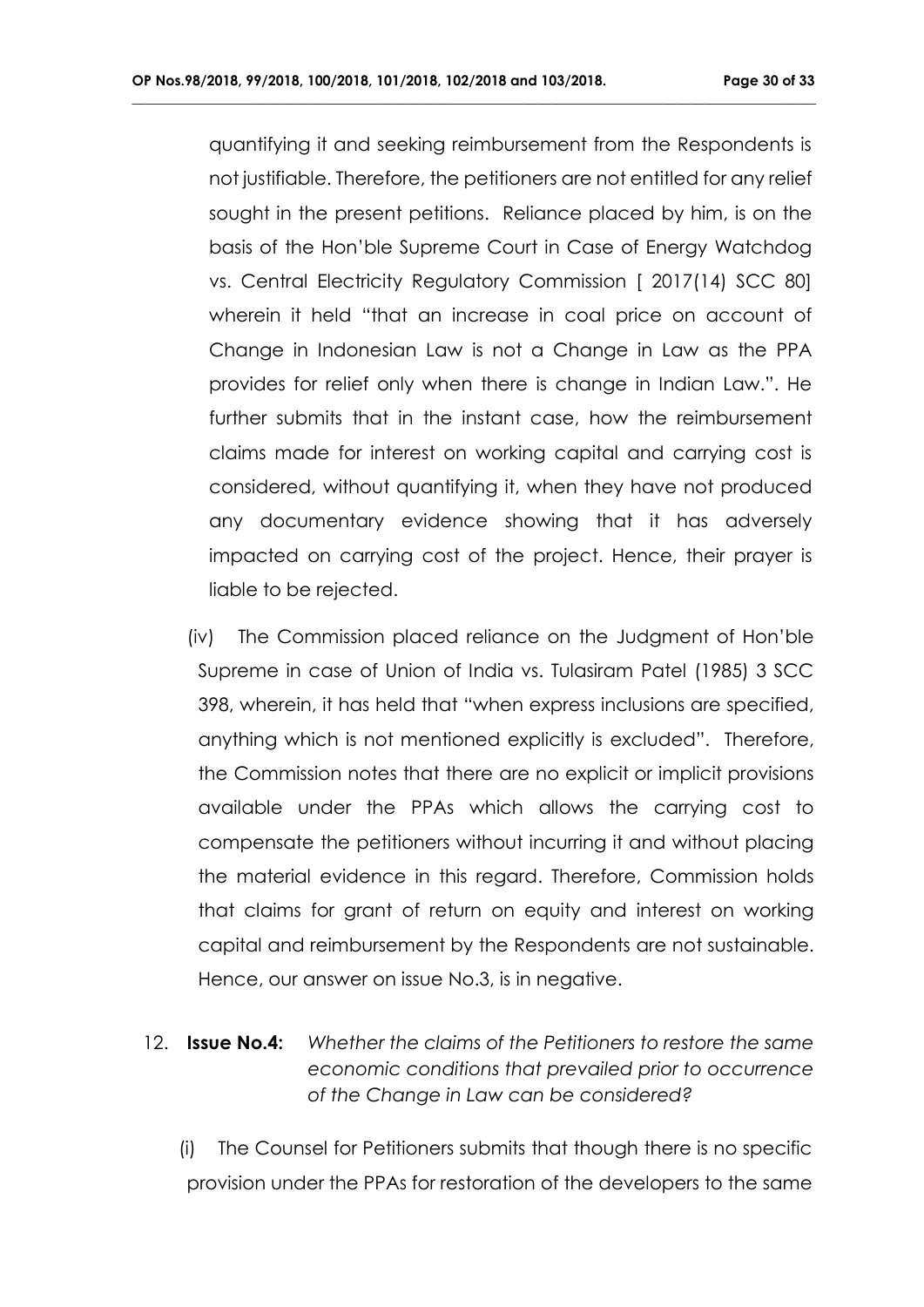quantifying it and seeking reimbursement from the Respondents is not justifiable. Therefore, the petitioners are not entitled for any relief sought in the present petitions. Reliance placed by him, is on the basis of the Hon'ble Supreme Court in Case of Energy Watchdog vs. Central Electricity Regulatory Commission [ 2017(14) SCC 80] wherein it held "that an increase in coal price on account of Change in Indonesian Law is not a Change in Law as the PPA provides for relief only when there is change in Indian Law.". He further submits that in the instant case, how the reimbursement claims made for interest on working capital and carrying cost is considered, without quantifying it, when they have not produced any documentary evidence showing that it has adversely impacted on carrying cost of the project. Hence, their prayer is liable to be rejected.

(iv) The Commission placed reliance on the Judgment of Hon'ble Supreme in case of Union of India vs. Tulasiram Patel (1985) 3 SCC 398, wherein, it has held that "when express inclusions are specified, anything which is not mentioned explicitly is excluded". Therefore, the Commission notes that there are no explicit or implicit provisions available under the PPAs which allows the carrying cost to compensate the petitioners without incurring it and without placing the material evidence in this regard. Therefore, Commission holds that claims for grant of return on equity and interest on working capital and reimbursement by the Respondents are not sustainable. Hence, our answer on issue No.3, is in negative.

12. **Issue No.4:** *Whether the claims of the Petitioners to restore the same economic conditions that prevailed prior to occurrence of the Change in Law can be considered?*

(i) The Counsel for Petitioners submits that though there is no specific provision under the PPAs for restoration of the developers to the same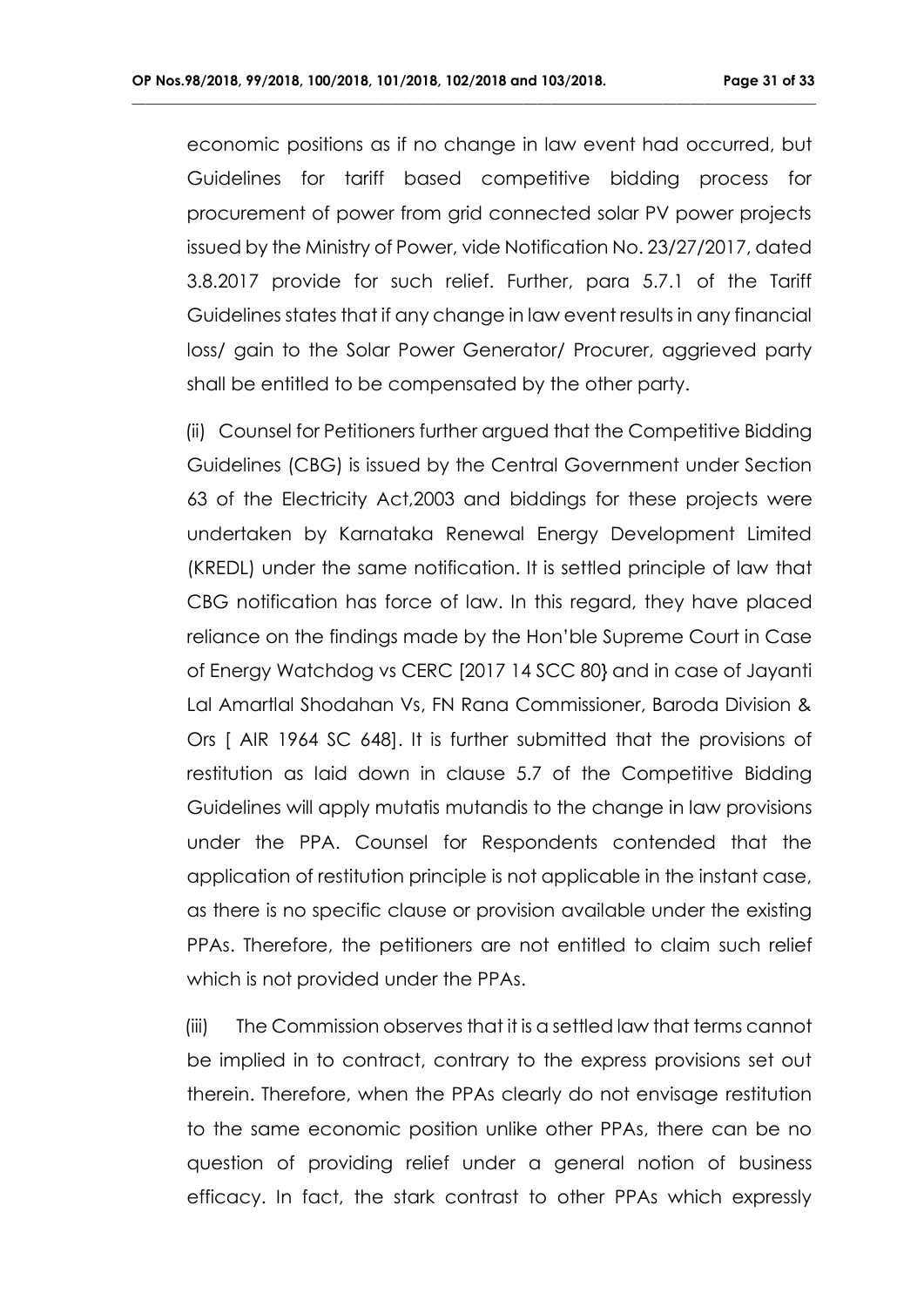economic positions as if no change in law event had occurred, but Guidelines for tariff based competitive bidding process for procurement of power from grid connected solar PV power projects issued by the Ministry of Power, vide Notification No. 23/27/2017, dated 3.8.2017 provide for such relief. Further, para 5.7.1 of the Tariff Guidelines states that if any change in law event results in any financial loss/ gain to the Solar Power Generator/ Procurer, aggrieved party shall be entitled to be compensated by the other party.

(ii) Counsel for Petitioners further argued that the Competitive Bidding Guidelines (CBG) is issued by the Central Government under Section 63 of the Electricity Act,2003 and biddings for these projects were undertaken by Karnataka Renewal Energy Development Limited (KREDL) under the same notification. It is settled principle of law that CBG notification has force of law. In this regard, they have placed reliance on the findings made by the Hon'ble Supreme Court in Case of Energy Watchdog vs CERC [2017 14 SCC 80} and in case of Jayanti Lal Amartlal Shodahan Vs, FN Rana Commissioner, Baroda Division & Ors [ AIR 1964 SC 648]. It is further submitted that the provisions of restitution as laid down in clause 5.7 of the Competitive Bidding Guidelines will apply mutatis mutandis to the change in law provisions under the PPA. Counsel for Respondents contended that the application of restitution principle is not applicable in the instant case, as there is no specific clause or provision available under the existing PPAs. Therefore, the petitioners are not entitled to claim such relief which is not provided under the PPAs.

(iii) The Commission observes that it is a settled law that terms cannot be implied in to contract, contrary to the express provisions set out therein. Therefore, when the PPAs clearly do not envisage restitution to the same economic position unlike other PPAs, there can be no question of providing relief under a general notion of business efficacy. In fact, the stark contrast to other PPAs which expressly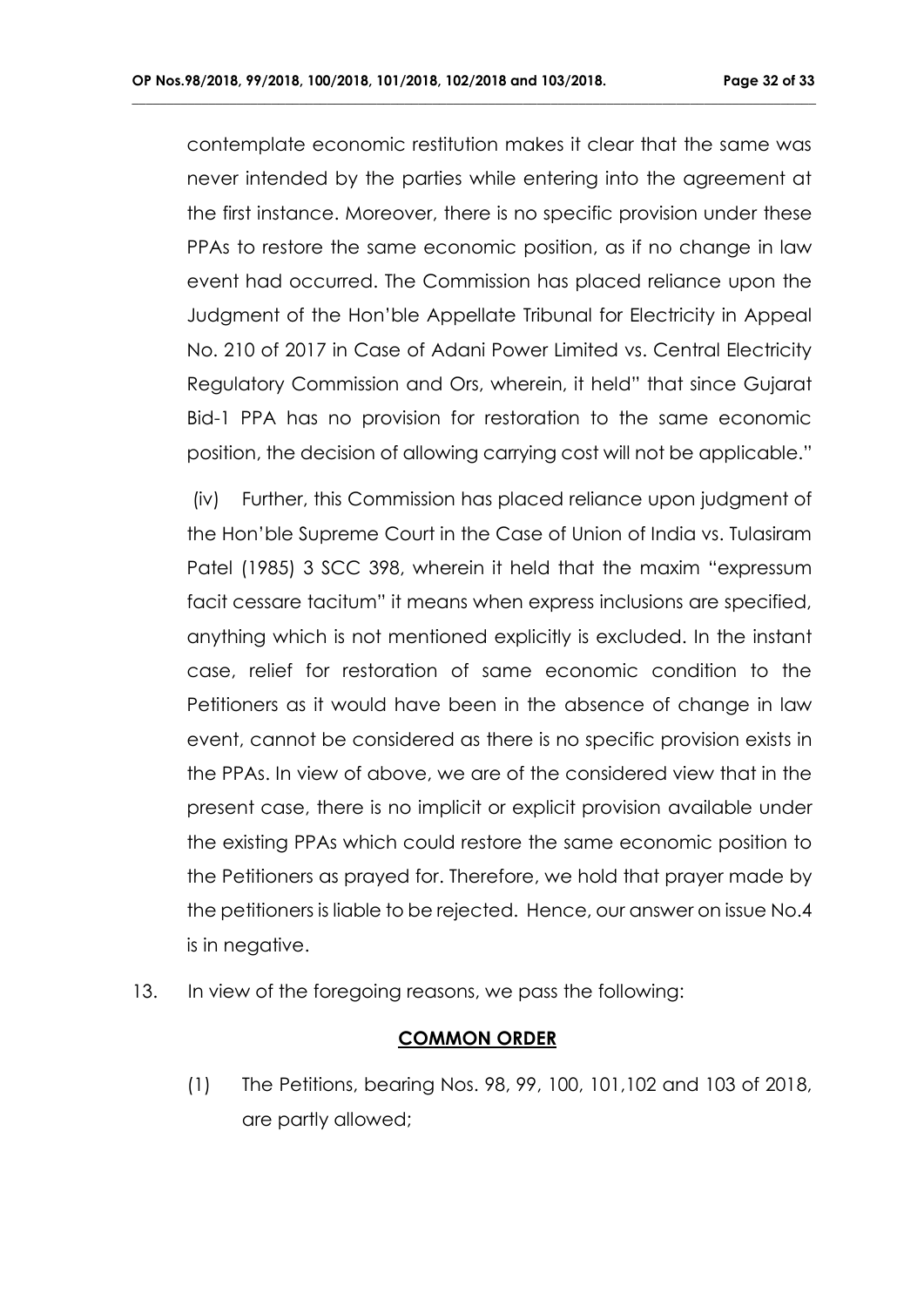contemplate economic restitution makes it clear that the same was never intended by the parties while entering into the agreement at the first instance. Moreover, there is no specific provision under these PPAs to restore the same economic position, as if no change in law event had occurred. The Commission has placed reliance upon the Judgment of the Hon'ble Appellate Tribunal for Electricity in Appeal No. 210 of 2017 in Case of Adani Power Limited vs. Central Electricity Regulatory Commission and Ors, wherein, it held" that since Gujarat Bid-1 PPA has no provision for restoration to the same economic position, the decision of allowing carrying cost will not be applicable."

(iv) Further, this Commission has placed reliance upon judgment of the Hon'ble Supreme Court in the Case of Union of India vs. Tulasiram Patel (1985) 3 SCC 398, wherein it held that the maxim "expressum facit cessare tacitum" it means when express inclusions are specified, anything which is not mentioned explicitly is excluded. In the instant case, relief for restoration of same economic condition to the Petitioners as it would have been in the absence of change in law event, cannot be considered as there is no specific provision exists in the PPAs. In view of above, we are of the considered view that in the present case, there is no implicit or explicit provision available under the existing PPAs which could restore the same economic position to the Petitioners as prayed for. Therefore, we hold that prayer made by the petitioners is liable to be rejected. Hence, our answer on issue No.4 is in negative.

13. In view of the foregoing reasons, we pass the following:

**COMMON ORDER**

(1) The Petitions, bearing Nos. 98, 99, 100, 101,102 and 103 of 2018, are partly allowed;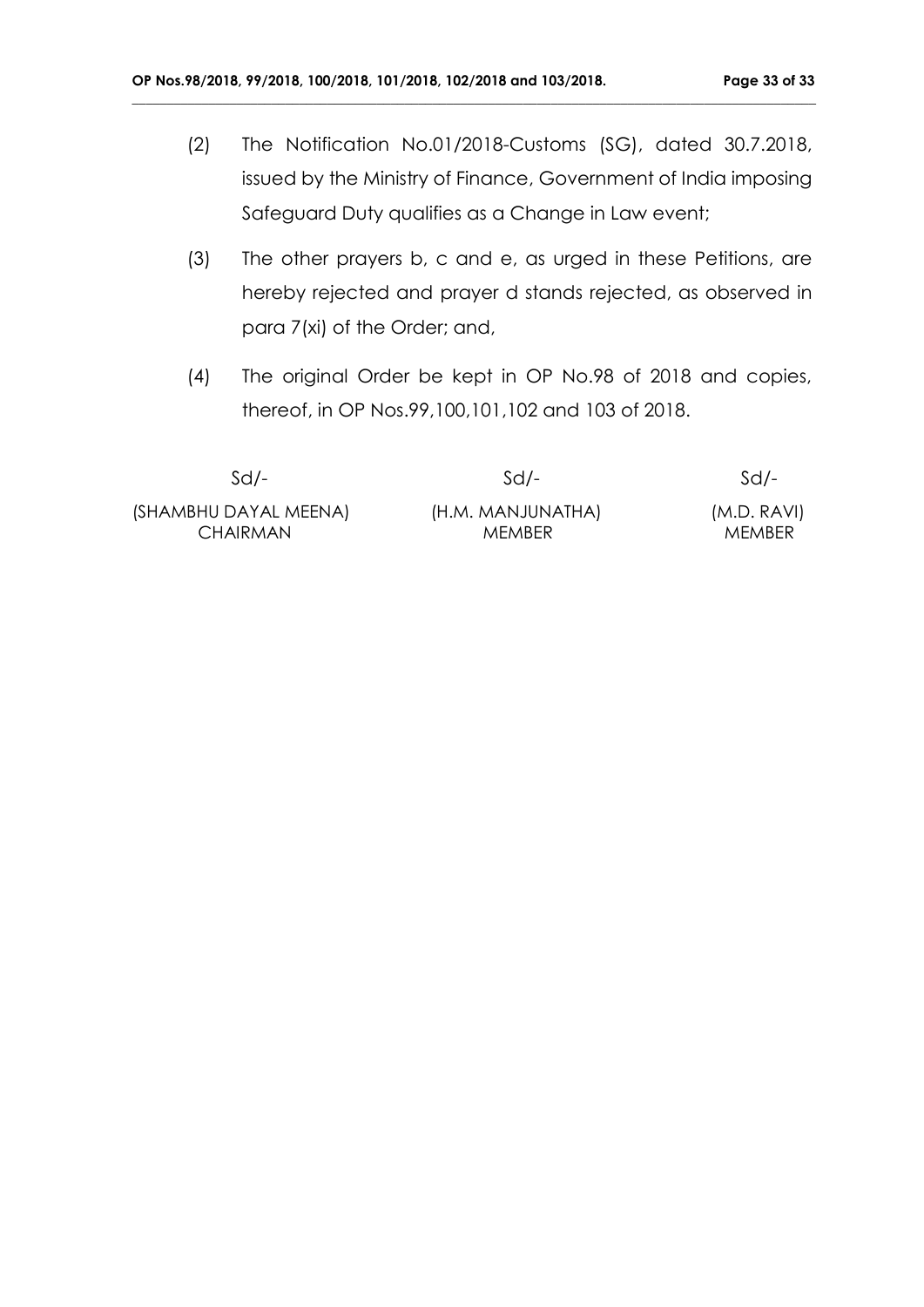(2) The Notification No.01/2018-Customs (SG), dated 30.7.2018, issued by the Ministry of Finance, Government of India imposing Safeguard Duty qualifies as a Change in Law event;

(3) The other prayers b, c and e, as urged in these Petitions, are hereby rejected and prayer d stands rejected, as observed in para 7(xi) of the Order; and,

(4) The original Order be kept in OP No.98 of 2018 and copies, thereof, in OP Nos.99,100,101,102 and 103 of 2018.

| | | |
|---|---|---|
| Sd/- | Sd/- | Sd/- |
| (SHAMBHU DAYAL MEENA) CHAIRMAN | (H.M. MANJUNATHA) MEMBER | (M.D. RAVI) MEMBER |